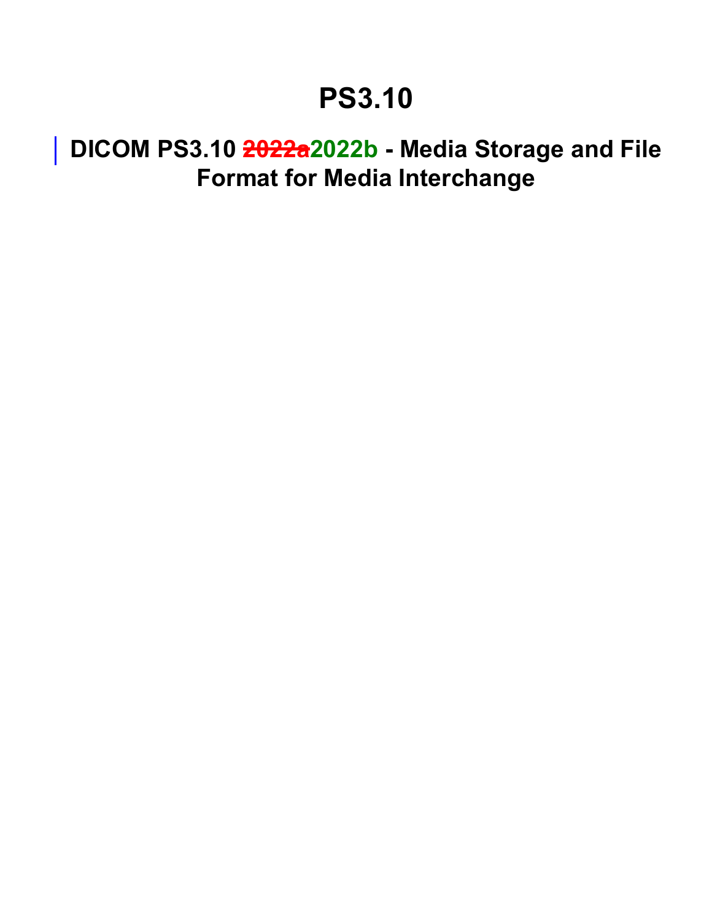# PS3.10

## DICOM PS3.10 ~~2022a~~2022b - Media Storage and File Format for Media Interchange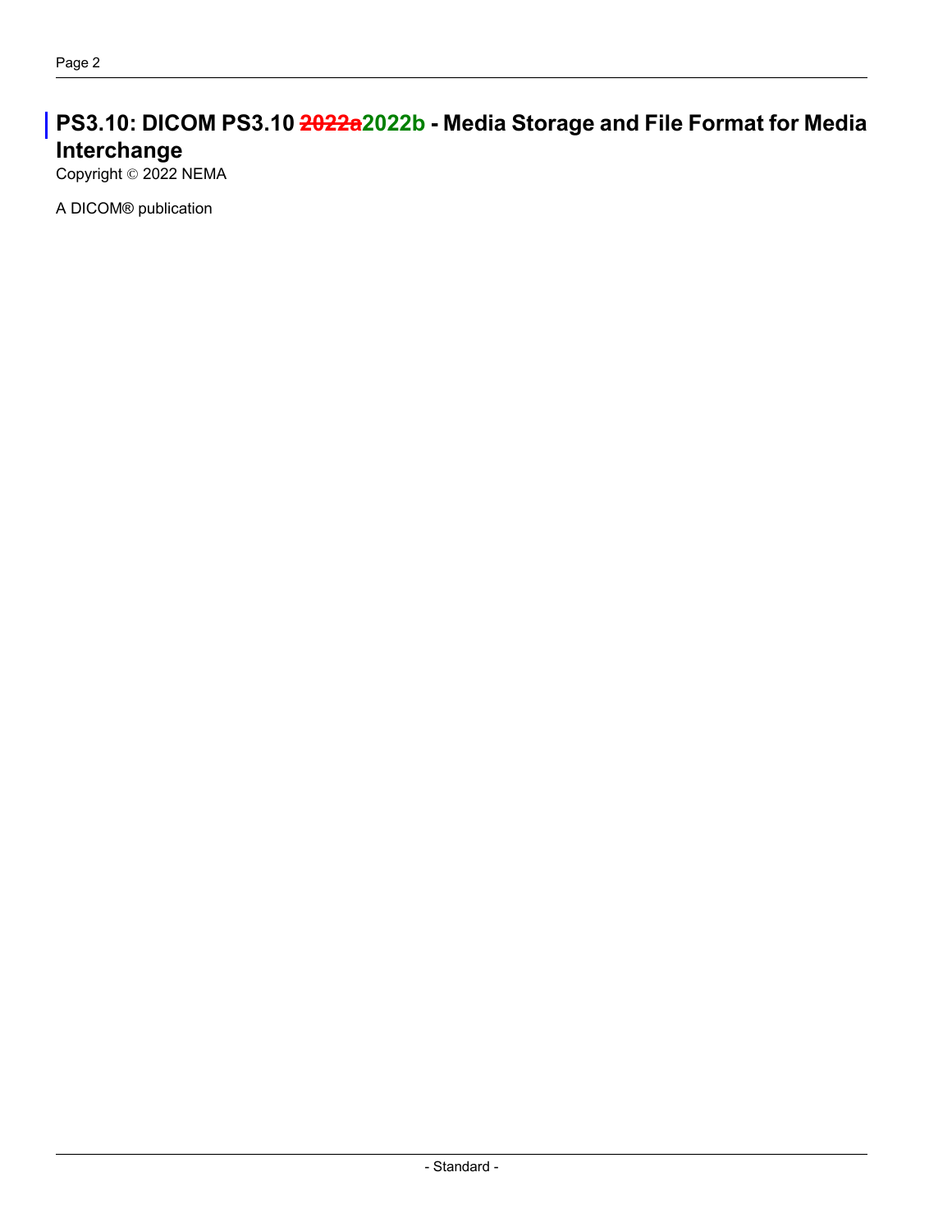# PS3.10: DICOM PS3.10 ~~2022a~~2022b - Media Storage and File Format for Media Interchange

Copyright © 2022 NEMA

A DICOM® publication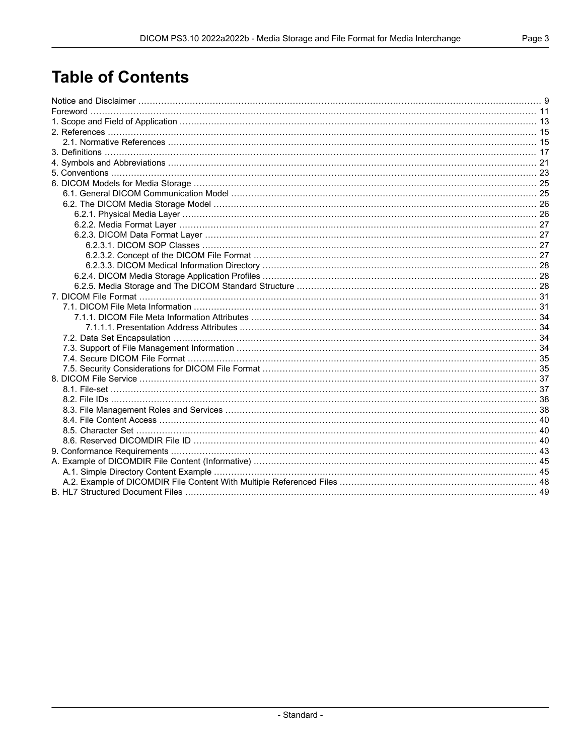# Table of Contents

Notice and Disclaimer ........................................................................................................................................ 9
Foreword ........................................................................................................................................................ 11
1. Scope and Field of Application ..................................................................................................................... 13
2. References .................................................................................................................................................. 15
  2.1. Normative References ........................................................................................................................... 15
3. Definitions ................................................................................................................................................... 17
4. Symbols and Abbreviations .......................................................................................................................... 21
5. Conventions ................................................................................................................................................ 23
6. DICOM Models for Media Storage ................................................................................................................. 25
  6.1. General DICOM Communication Model ..................................................................................................... 25
  6.2. The DICOM Media Storage Model ........................................................................................................... 26
    6.2.1. Physical Media Layer ....................................................................................................................... 26
    6.2.2. Media Format Layer ......................................................................................................................... 27
    6.2.3. DICOM Data Format Layer ................................................................................................................ 27
      6.2.3.1. DICOM SOP Classes ................................................................................................................. 27
      6.2.3.2. Concept of the DICOM File Format ............................................................................................... 27
      6.2.3.3. DICOM Medical Information Directory ............................................................................................ 28
    6.2.4. DICOM Media Storage Application Profiles ......................................................................................... 28
    6.2.5. Media Storage and The DICOM Standard Structure .............................................................................. 28
7. DICOM File Format ...................................................................................................................................... 31
  7.1. DICOM File Meta Information .................................................................................................................. 31
    7.1.1. DICOM File Meta Information Attributes .............................................................................................. 34
      7.1.1.1. Presentation Address Attributes ................................................................................................... 34
  7.2. Data Set Encapsulation .......................................................................................................................... 34
  7.3. Support of File Management Information ................................................................................................... 34
  7.4. Secure DICOM File Format ..................................................................................................................... 35
  7.5. Security Considerations for DICOM File Format .......................................................................................... 35
8. DICOM File Service ..................................................................................................................................... 37
  8.1. File-set ................................................................................................................................................ 37
  8.2. File IDs ............................................................................................................................................... 38
  8.3. File Management Roles and Services ....................................................................................................... 38
  8.4. File Content Access ............................................................................................................................... 40
  8.5. Character Set ....................................................................................................................................... 40
  8.6. Reserved DICOMDIR File ID ................................................................................................................... 40
9. Conformance Requirements ......................................................................................................................... 43
A. Example of DICOMDIR File Content (Informative) ............................................................................................ 45
  A.1. Simple Directory Content Example ........................................................................................................... 45
  A.2. Example of DICOMDIR File Content With Multiple Referenced Files ............................................................... 48
B. HL7 Structured Document Files .................................................................................................................... 49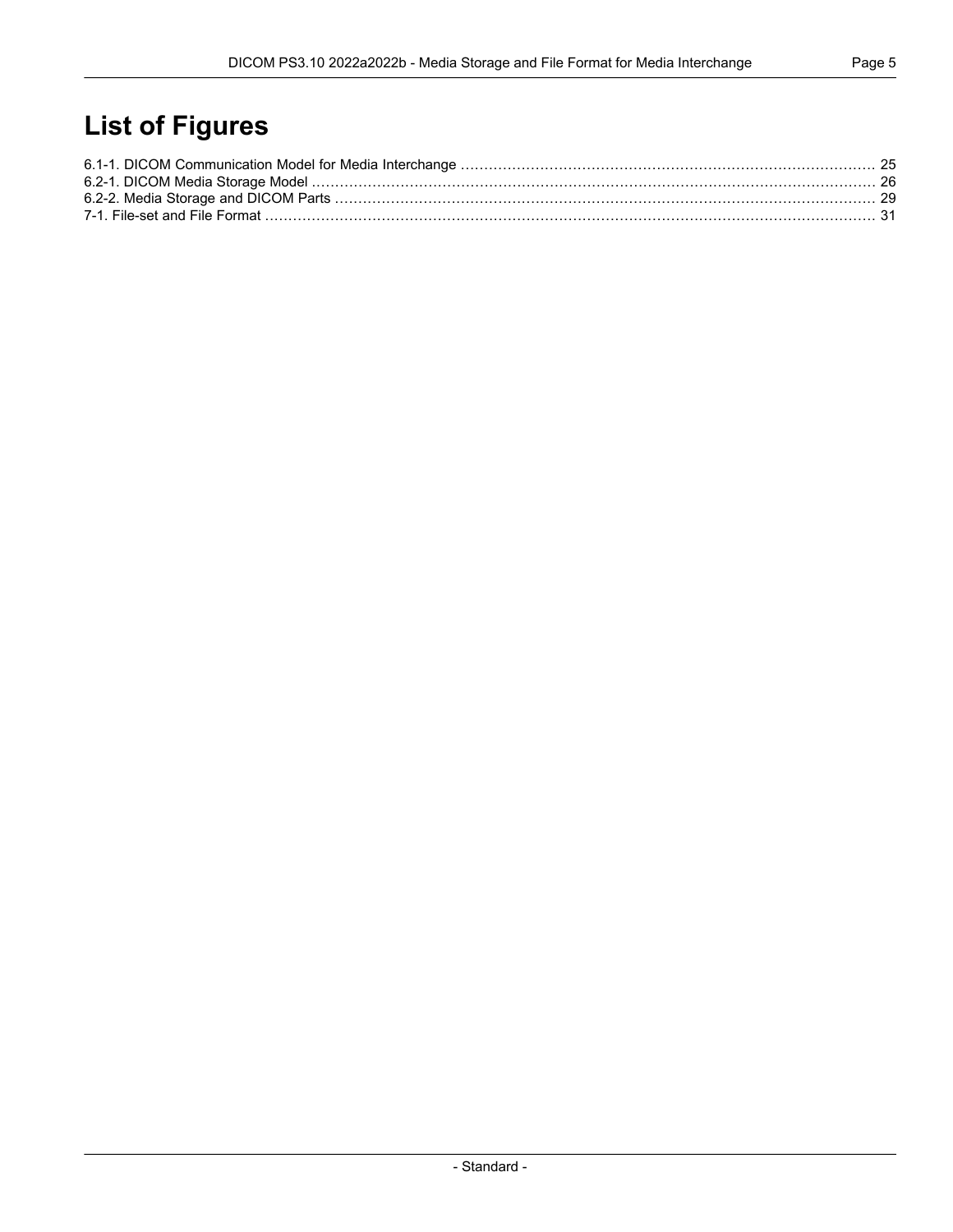# List of Figures

6.1-1. DICOM Communication Model for Media Interchange ........................................................................................ 25
6.2-1. DICOM Media Storage Model ........................................................................................................................ 26
6.2-2. Media Storage and DICOM Parts ................................................................................................................... 29
7-1. File-set and File Format .................................................................................................................................. 31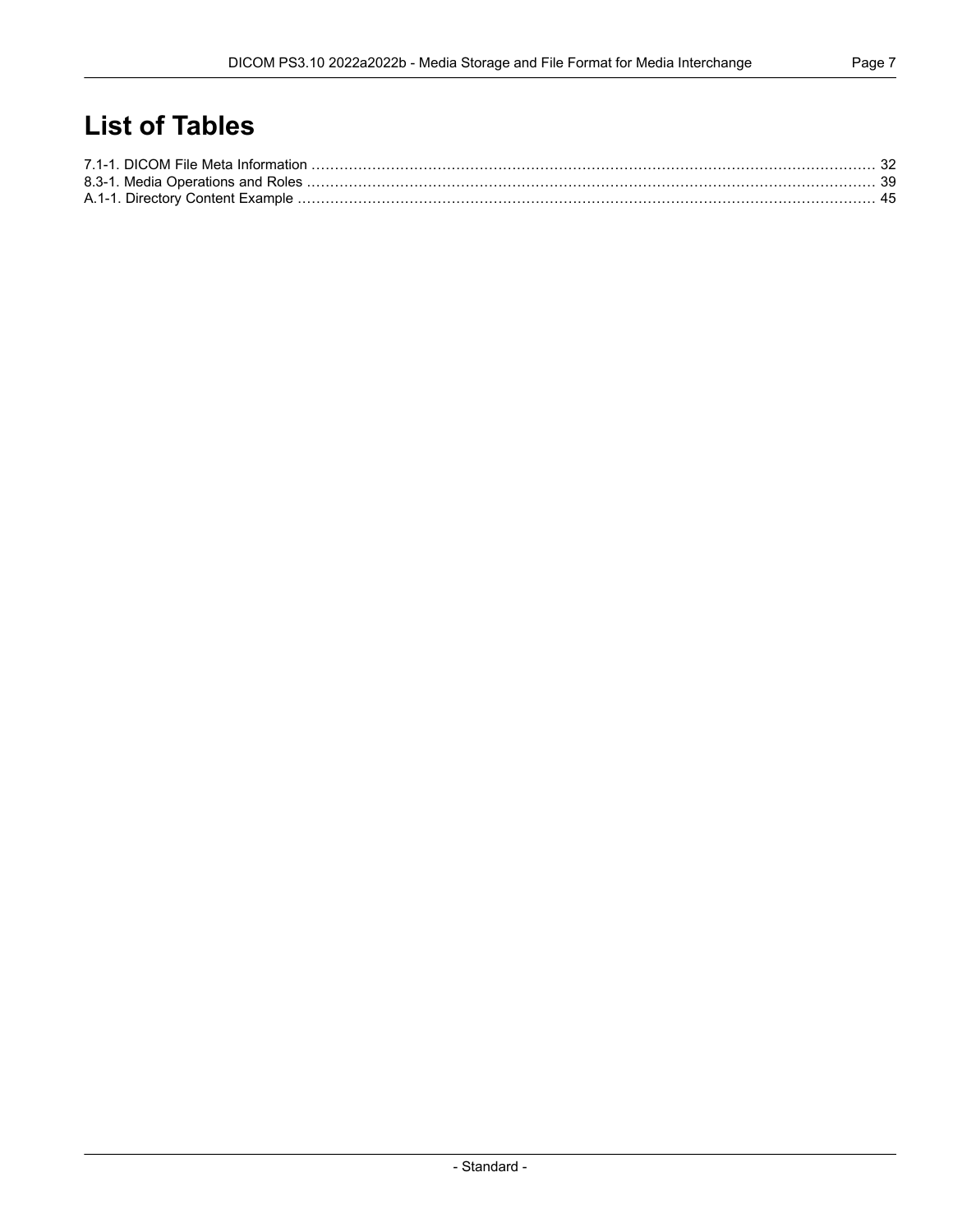# List of Tables

7.1-1. DICOM File Meta Information ........................................................................................................................ 32
8.3-1. Media Operations and Roles ........................................................................................................................ 39
A.1-1. Directory Content Example ........................................................................................................................ 45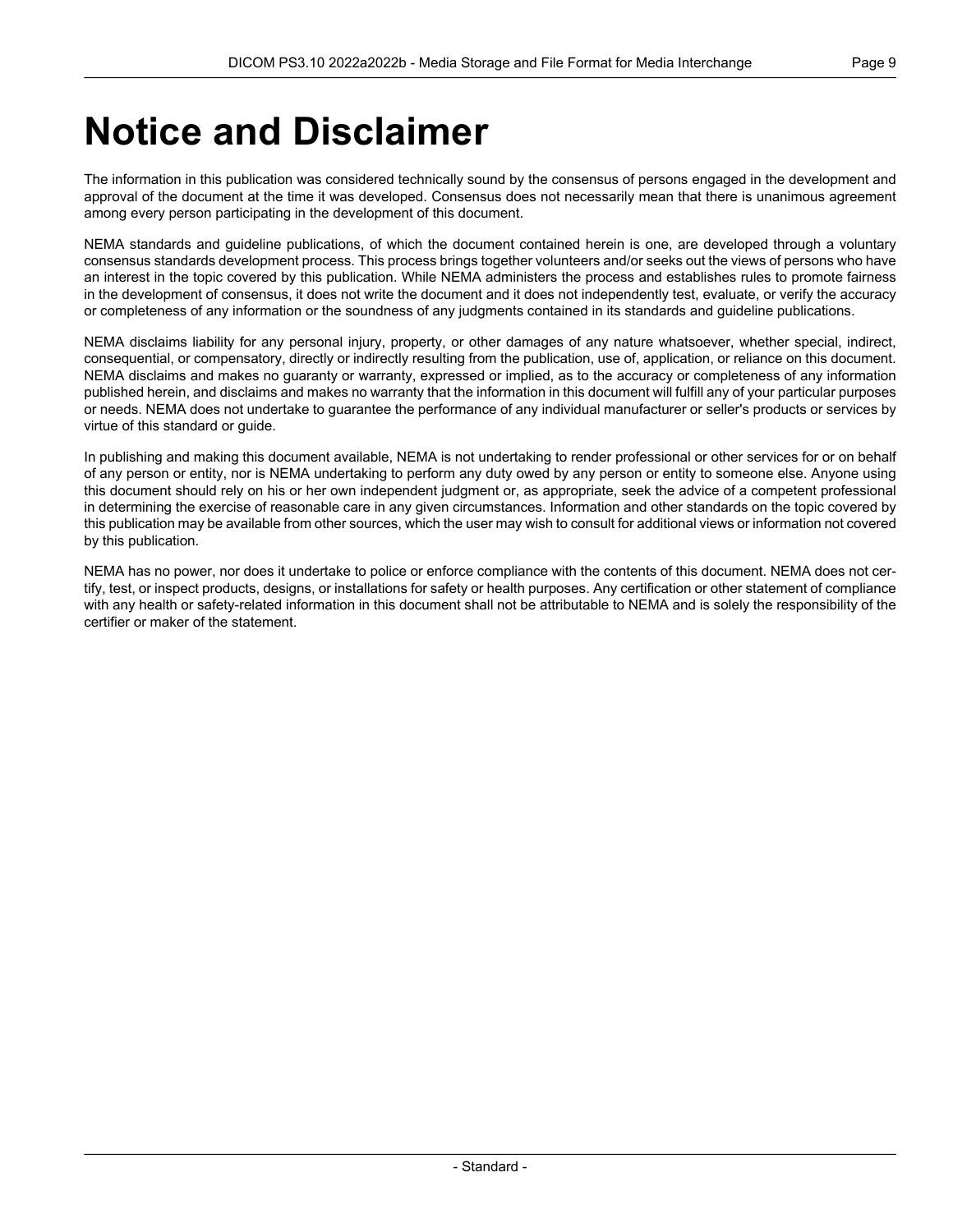# Notice and Disclaimer

The information in this publication was considered technically sound by the consensus of persons engaged in the development and approval of the document at the time it was developed. Consensus does not necessarily mean that there is unanimous agreement among every person participating in the development of this document.

NEMA standards and guideline publications, of which the document contained herein is one, are developed through a voluntary consensus standards development process. This process brings together volunteers and/or seeks out the views of persons who have an interest in the topic covered by this publication. While NEMA administers the process and establishes rules to promote fairness in the development of consensus, it does not write the document and it does not independently test, evaluate, or verify the accuracy or completeness of any information or the soundness of any judgments contained in its standards and guideline publications.

NEMA disclaims liability for any personal injury, property, or other damages of any nature whatsoever, whether special, indirect, consequential, or compensatory, directly or indirectly resulting from the publication, use of, application, or reliance on this document. NEMA disclaims and makes no guaranty or warranty, expressed or implied, as to the accuracy or completeness of any information published herein, and disclaims and makes no warranty that the information in this document will fulfill any of your particular purposes or needs. NEMA does not undertake to guarantee the performance of any individual manufacturer or seller's products or services by virtue of this standard or guide.

In publishing and making this document available, NEMA is not undertaking to render professional or other services for or on behalf of any person or entity, nor is NEMA undertaking to perform any duty owed by any person or entity to someone else. Anyone using this document should rely on his or her own independent judgment or, as appropriate, seek the advice of a competent professional in determining the exercise of reasonable care in any given circumstances. Information and other standards on the topic covered by this publication may be available from other sources, which the user may wish to consult for additional views or information not covered by this publication.

NEMA has no power, nor does it undertake to police or enforce compliance with the contents of this document. NEMA does not certify, test, or inspect products, designs, or installations for safety or health purposes. Any certification or other statement of compliance with any health or safety-related information in this document shall not be attributable to NEMA and is solely the responsibility of the certifier or maker of the statement.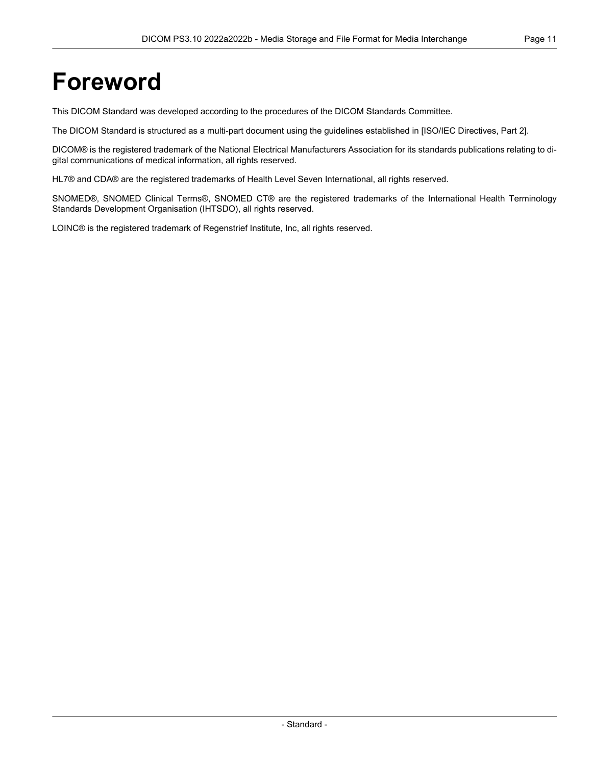# Foreword

This DICOM Standard was developed according to the procedures of the DICOM Standards Committee.

The DICOM Standard is structured as a multi-part document using the guidelines established in [ISO/IEC Directives, Part 2].

DICOM® is the registered trademark of the National Electrical Manufacturers Association for its standards publications relating to digital communications of medical information, all rights reserved.

HL7® and CDA® are the registered trademarks of Health Level Seven International, all rights reserved.

SNOMED®, SNOMED Clinical Terms®, SNOMED CT® are the registered trademarks of the International Health Terminology Standards Development Organisation (IHTSDO), all rights reserved.

LOINC® is the registered trademark of Regenstrief Institute, Inc, all rights reserved.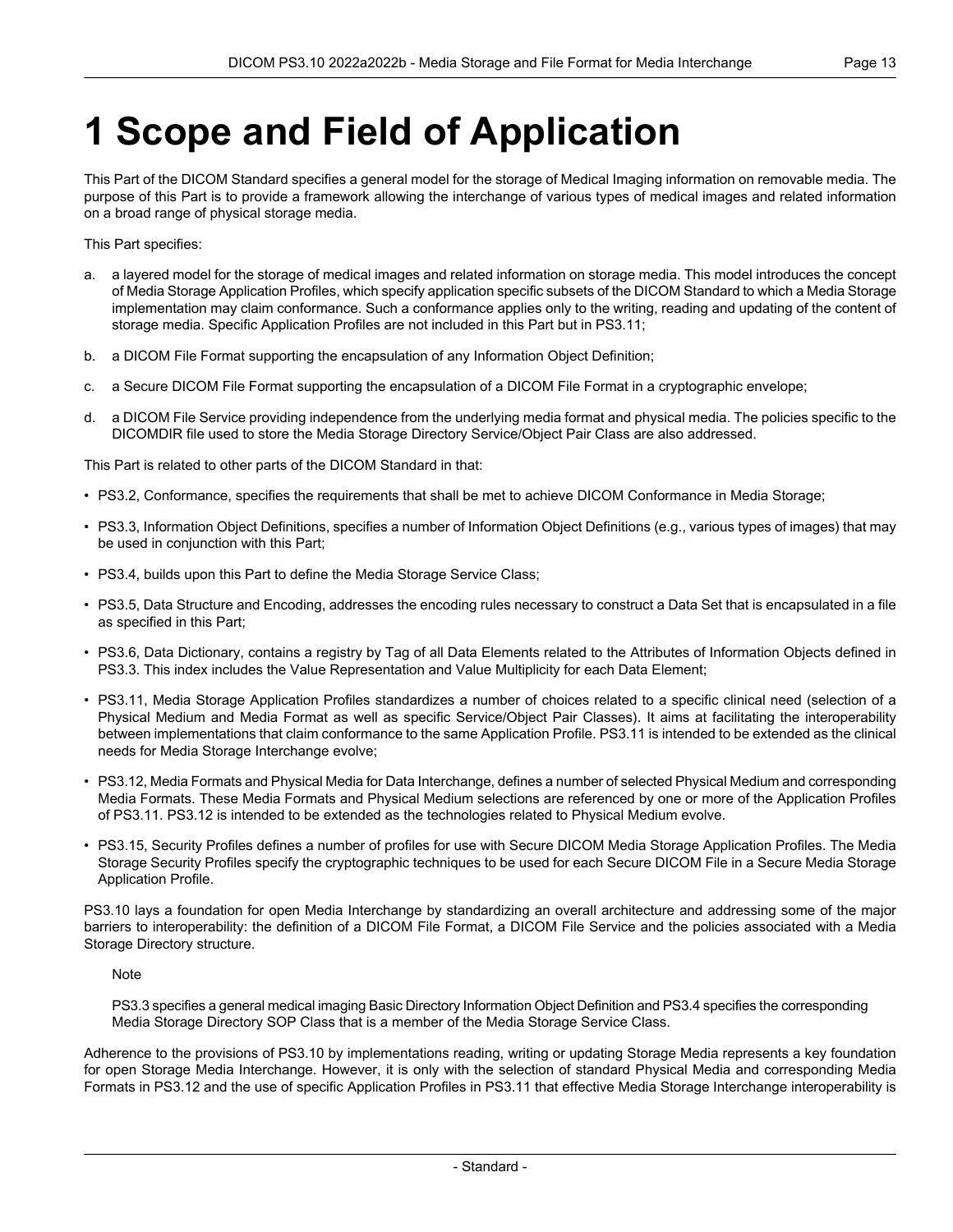# 1 Scope and Field of Application

This Part of the DICOM Standard specifies a general model for the storage of Medical Imaging information on removable media. The purpose of this Part is to provide a framework allowing the interchange of various types of medical images and related information on a broad range of physical storage media.

This Part specifies:

a. a layered model for the storage of medical images and related information on storage media. This model introduces the concept of Media Storage Application Profiles, which specify application specific subsets of the DICOM Standard to which a Media Storage implementation may claim conformance. Such a conformance applies only to the writing, reading and updating of the content of storage media. Specific Application Profiles are not included in this Part but in PS3.11;

b. a DICOM File Format supporting the encapsulation of any Information Object Definition;

c. a Secure DICOM File Format supporting the encapsulation of a DICOM File Format in a cryptographic envelope;

d. a DICOM File Service providing independence from the underlying media format and physical media. The policies specific to the DICOMDIR file used to store the Media Storage Directory Service/Object Pair Class are also addressed.

This Part is related to other parts of the DICOM Standard in that:

- PS3.2, Conformance, specifies the requirements that shall be met to achieve DICOM Conformance in Media Storage;
- PS3.3, Information Object Definitions, specifies a number of Information Object Definitions (e.g., various types of images) that may be used in conjunction with this Part;
- PS3.4, builds upon this Part to define the Media Storage Service Class;
- PS3.5, Data Structure and Encoding, addresses the encoding rules necessary to construct a Data Set that is encapsulated in a file as specified in this Part;
- PS3.6, Data Dictionary, contains a registry by Tag of all Data Elements related to the Attributes of Information Objects defined in PS3.3. This index includes the Value Representation and Value Multiplicity for each Data Element;
- PS3.11, Media Storage Application Profiles standardizes a number of choices related to a specific clinical need (selection of a Physical Medium and Media Format as well as specific Service/Object Pair Classes). It aims at facilitating the interoperability between implementations that claim conformance to the same Application Profile. PS3.11 is intended to be extended as the clinical needs for Media Storage Interchange evolve;
- PS3.12, Media Formats and Physical Media for Data Interchange, defines a number of selected Physical Medium and corresponding Media Formats. These Media Formats and Physical Medium selections are referenced by one or more of the Application Profiles of PS3.11. PS3.12 is intended to be extended as the technologies related to Physical Medium evolve.
- PS3.15, Security Profiles defines a number of profiles for use with Secure DICOM Media Storage Application Profiles. The Media Storage Security Profiles specify the cryptographic techniques to be used for each Secure DICOM File in a Secure Media Storage Application Profile.

PS3.10 lays a foundation for open Media Interchange by standardizing an overall architecture and addressing some of the major barriers to interoperability: the definition of a DICOM File Format, a DICOM File Service and the policies associated with a Media Storage Directory structure.

Note

PS3.3 specifies a general medical imaging Basic Directory Information Object Definition and PS3.4 specifies the corresponding Media Storage Directory SOP Class that is a member of the Media Storage Service Class.

Adherence to the provisions of PS3.10 by implementations reading, writing or updating Storage Media represents a key foundation for open Storage Media Interchange. However, it is only with the selection of standard Physical Media and corresponding Media Formats in PS3.12 and the use of specific Application Profiles in PS3.11 that effective Media Storage Interchange interoperability is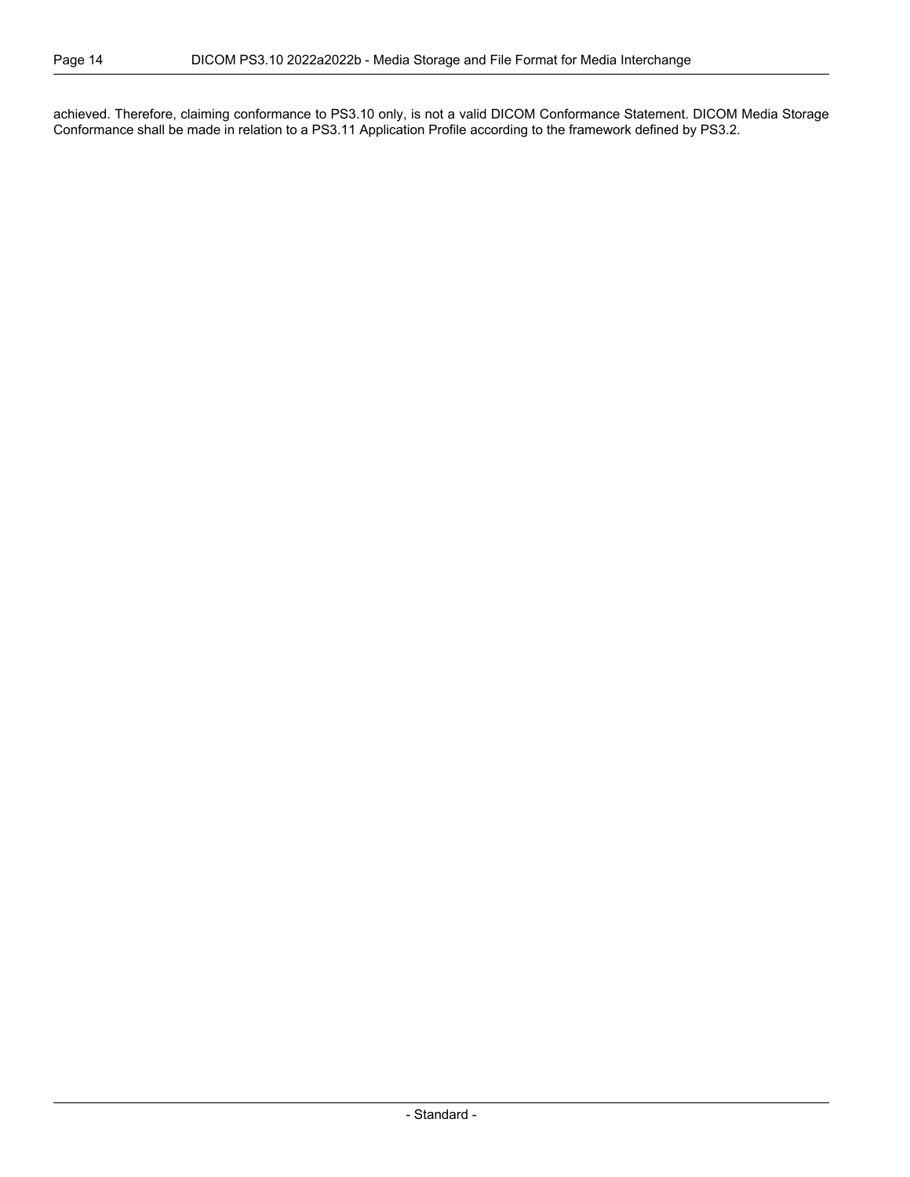achieved. Therefore, claiming conformance to PS3.10 only, is not a valid DICOM Conformance Statement. DICOM Media Storage Conformance shall be made in relation to a PS3.11 Application Profile according to the framework defined by PS3.2.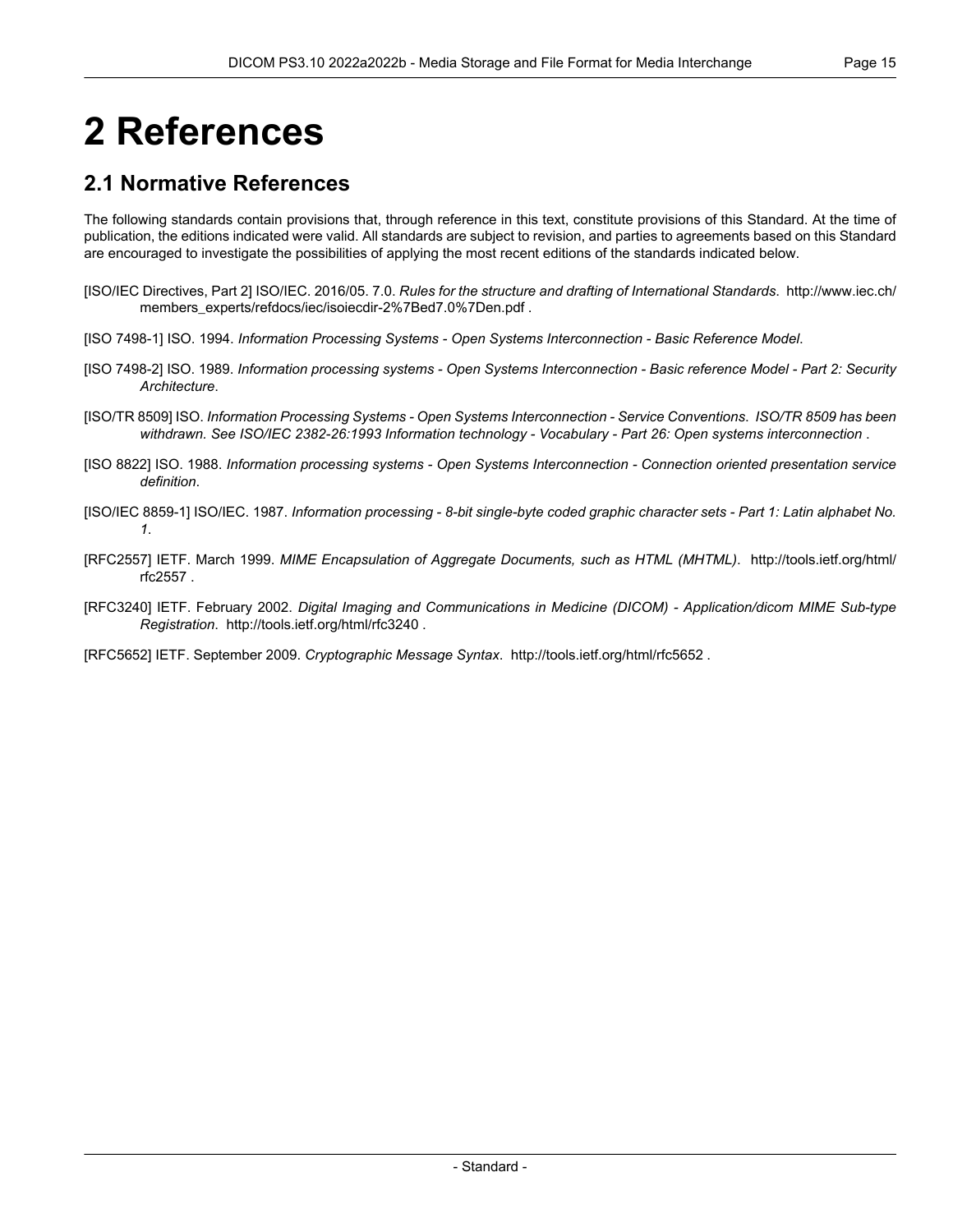# 2 References

## 2.1 Normative References

The following standards contain provisions that, through reference in this text, constitute provisions of this Standard. At the time of publication, the editions indicated were valid. All standards are subject to revision, and parties to agreements based on this Standard are encouraged to investigate the possibilities of applying the most recent editions of the standards indicated below.

[ISO/IEC Directives, Part 2] ISO/IEC. 2016/05. 7.0. *Rules for the structure and drafting of International Standards*. http://www.iec.ch/members_experts/refdocs/iec/isoiecdir-2%7Bed7.0%7Den.pdf .

[ISO 7498-1] ISO. 1994. *Information Processing Systems - Open Systems Interconnection - Basic Reference Model*.

[ISO 7498-2] ISO. 1989. *Information processing systems - Open Systems Interconnection - Basic reference Model - Part 2: Security Architecture*.

[ISO/TR 8509] ISO. *Information Processing Systems - Open Systems Interconnection - Service Conventions*. *ISO/TR 8509 has been withdrawn. See ISO/IEC 2382-26:1993 Information technology - Vocabulary - Part 26: Open systems interconnection* .

[ISO 8822] ISO. 1988. *Information processing systems - Open Systems Interconnection - Connection oriented presentation service definition*.

[ISO/IEC 8859-1] ISO/IEC. 1987. *Information processing - 8-bit single-byte coded graphic character sets - Part 1: Latin alphabet No. 1*.

[RFC2557] IETF. March 1999. *MIME Encapsulation of Aggregate Documents, such as HTML (MHTML)*. http://tools.ietf.org/html/rfc2557 .

[RFC3240] IETF. February 2002. *Digital Imaging and Communications in Medicine (DICOM) - Application/dicom MIME Sub-type Registration*. http://tools.ietf.org/html/rfc3240 .

[RFC5652] IETF. September 2009. *Cryptographic Message Syntax*. http://tools.ietf.org/html/rfc5652 .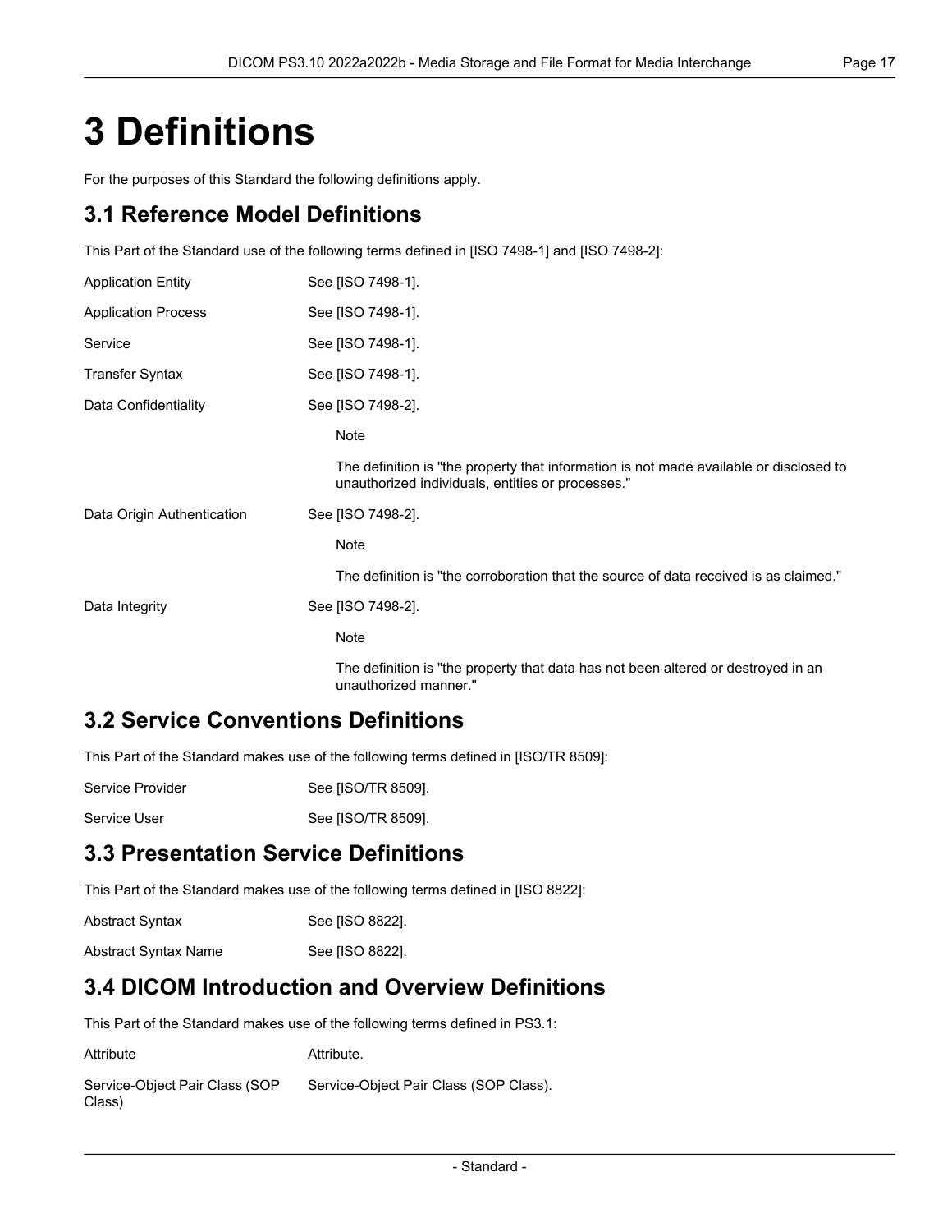# 3 Definitions

For the purposes of this Standard the following definitions apply.

## 3.1 Reference Model Definitions

This Part of the Standard use of the following terms defined in [ISO 7498-1] and [ISO 7498-2]:

Application Entity — See [ISO 7498-1].

Application Process — See [ISO 7498-1].

Service — See [ISO 7498-1].

Transfer Syntax — See [ISO 7498-1].

Data Confidentiality — See [ISO 7498-2].

> Note
>
> The definition is "the property that information is not made available or disclosed to unauthorized individuals, entities or processes."

Data Origin Authentication — See [ISO 7498-2].

> Note
>
> The definition is "the corroboration that the source of data received is as claimed."

Data Integrity — See [ISO 7498-2].

> Note
>
> The definition is "the property that data has not been altered or destroyed in an unauthorized manner."

## 3.2 Service Conventions Definitions

This Part of the Standard makes use of the following terms defined in [ISO/TR 8509]:

Service Provider — See [ISO/TR 8509].

Service User — See [ISO/TR 8509].

## 3.3 Presentation Service Definitions

This Part of the Standard makes use of the following terms defined in [ISO 8822]:

Abstract Syntax — See [ISO 8822].

Abstract Syntax Name — See [ISO 8822].

## 3.4 DICOM Introduction and Overview Definitions

This Part of the Standard makes use of the following terms defined in PS3.1:

Attribute — Attribute.

Service-Object Pair Class (SOP Class) — Service-Object Pair Class (SOP Class).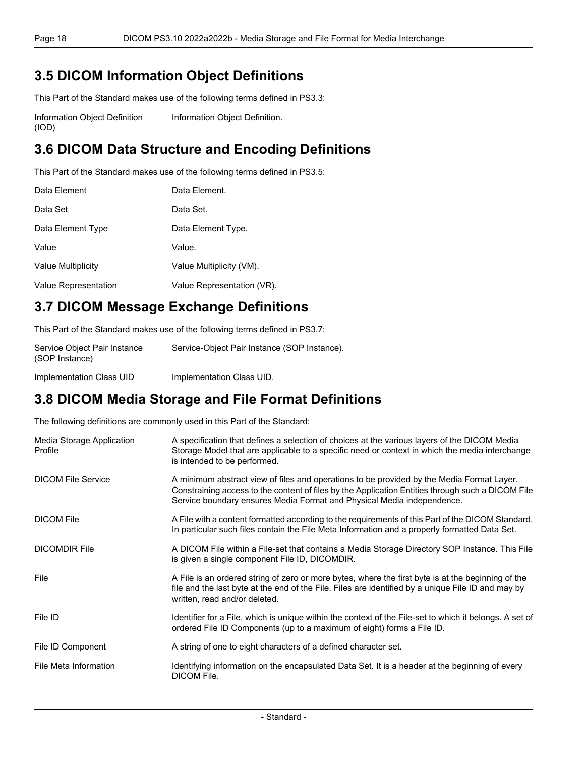## 3.5 DICOM Information Object Definitions

This Part of the Standard makes use of the following terms defined in PS3.3:

| | |
|---|---|
| Information Object Definition (IOD) | Information Object Definition. |

## 3.6 DICOM Data Structure and Encoding Definitions

This Part of the Standard makes use of the following terms defined in PS3.5:

| | |
|---|---|
| Data Element | Data Element. |
| Data Set | Data Set. |
| Data Element Type | Data Element Type. |
| Value | Value. |
| Value Multiplicity | Value Multiplicity (VM). |
| Value Representation | Value Representation (VR). |

## 3.7 DICOM Message Exchange Definitions

This Part of the Standard makes use of the following terms defined in PS3.7:

| | |
|---|---|
| Service Object Pair Instance (SOP Instance) | Service-Object Pair Instance (SOP Instance). |
| Implementation Class UID | Implementation Class UID. |

## 3.8 DICOM Media Storage and File Format Definitions

The following definitions are commonly used in this Part of the Standard:

| | |
|---|---|
| Media Storage Application Profile | A specification that defines a selection of choices at the various layers of the DICOM Media Storage Model that are applicable to a specific need or context in which the media interchange is intended to be performed. |
| DICOM File Service | A minimum abstract view of files and operations to be provided by the Media Format Layer. Constraining access to the content of files by the Application Entities through such a DICOM File Service boundary ensures Media Format and Physical Media independence. |
| DICOM File | A File with a content formatted according to the requirements of this Part of the DICOM Standard. In particular such files contain the File Meta Information and a properly formatted Data Set. |
| DICOMDIR File | A DICOM File within a File-set that contains a Media Storage Directory SOP Instance. This File is given a single component File ID, DICOMDIR. |
| File | A File is an ordered string of zero or more bytes, where the first byte is at the beginning of the file and the last byte at the end of the File. Files are identified by a unique File ID and may by written, read and/or deleted. |
| File ID | Identifier for a File, which is unique within the context of the File-set to which it belongs. A set of ordered File ID Components (up to a maximum of eight) forms a File ID. |
| File ID Component | A string of one to eight characters of a defined character set. |
| File Meta Information | Identifying information on the encapsulated Data Set. It is a header at the beginning of every DICOM File. |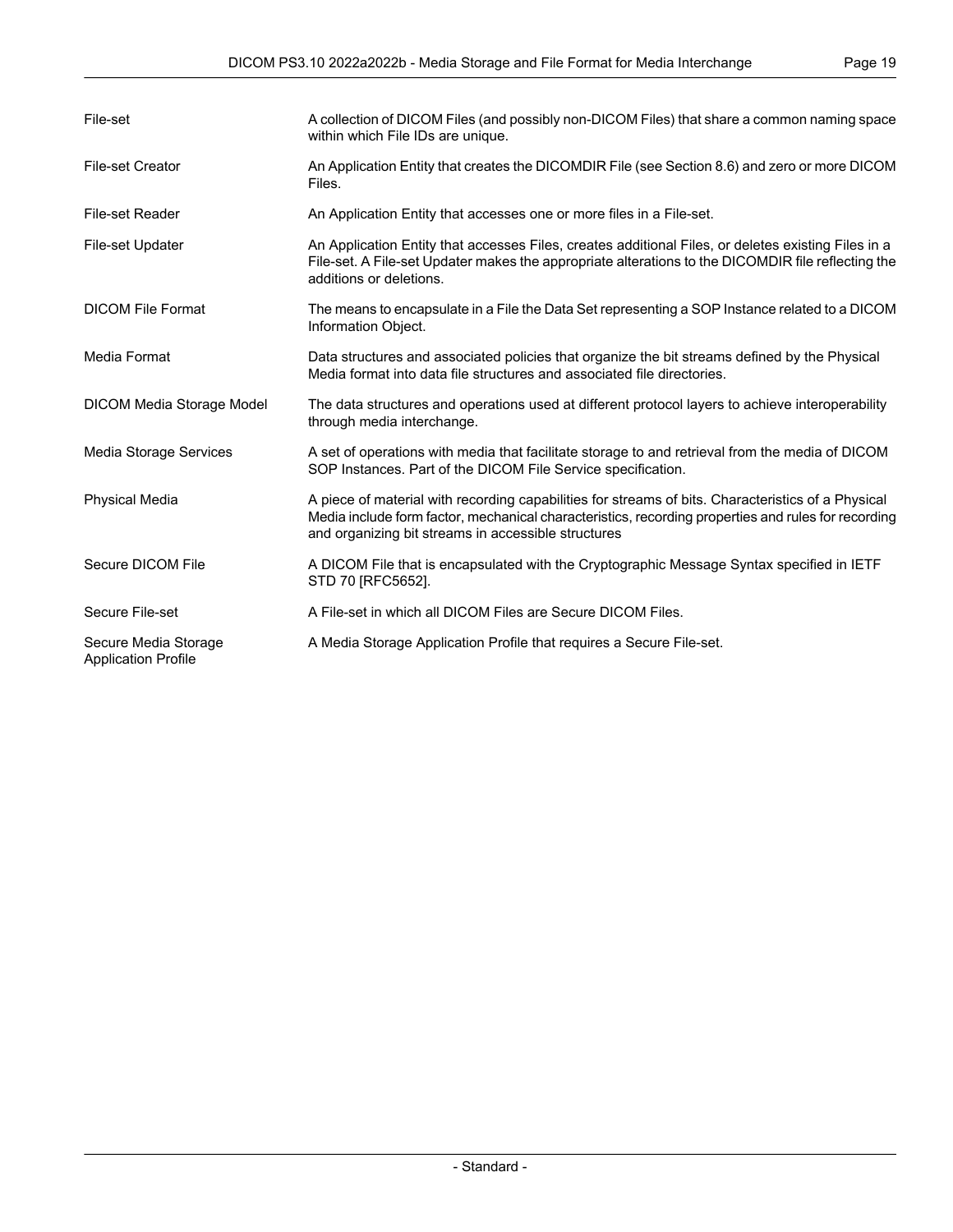| | |
|---|---|
| File-set | A collection of DICOM Files (and possibly non-DICOM Files) that share a common naming space within which File IDs are unique. |
| File-set Creator | An Application Entity that creates the DICOMDIR File (see Section 8.6) and zero or more DICOM Files. |
| File-set Reader | An Application Entity that accesses one or more files in a File-set. |
| File-set Updater | An Application Entity that accesses Files, creates additional Files, or deletes existing Files in a File-set. A File-set Updater makes the appropriate alterations to the DICOMDIR file reflecting the additions or deletions. |
| DICOM File Format | The means to encapsulate in a File the Data Set representing a SOP Instance related to a DICOM Information Object. |
| Media Format | Data structures and associated policies that organize the bit streams defined by the Physical Media format into data file structures and associated file directories. |
| DICOM Media Storage Model | The data structures and operations used at different protocol layers to achieve interoperability through media interchange. |
| Media Storage Services | A set of operations with media that facilitate storage to and retrieval from the media of DICOM SOP Instances. Part of the DICOM File Service specification. |
| Physical Media | A piece of material with recording capabilities for streams of bits. Characteristics of a Physical Media include form factor, mechanical characteristics, recording properties and rules for recording and organizing bit streams in accessible structures |
| Secure DICOM File | A DICOM File that is encapsulated with the Cryptographic Message Syntax specified in IETF STD 70 [RFC5652]. |
| Secure File-set | A File-set in which all DICOM Files are Secure DICOM Files. |
| Secure Media Storage Application Profile | A Media Storage Application Profile that requires a Secure File-set. |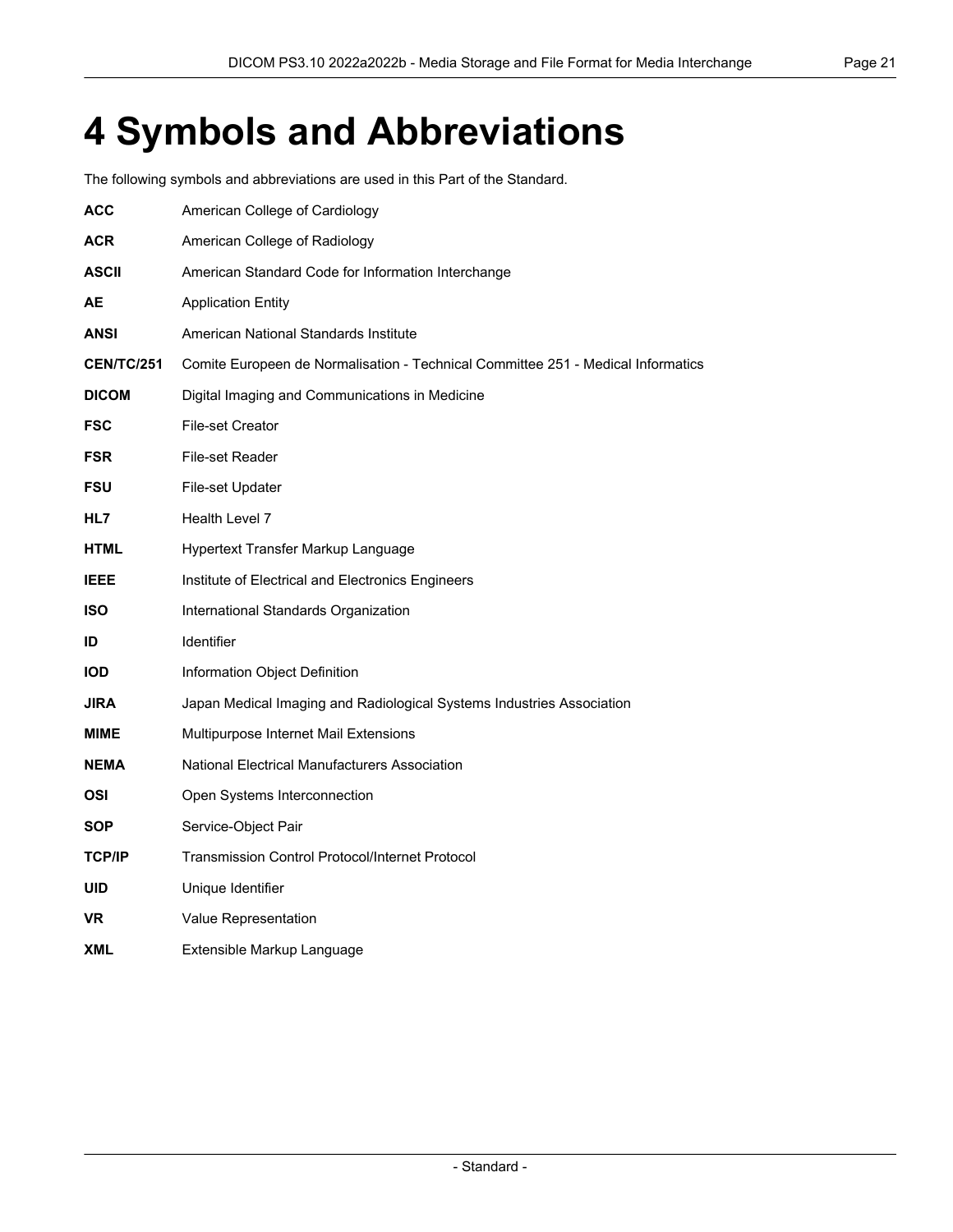# 4 Symbols and Abbreviations

The following symbols and abbreviations are used in this Part of the Standard.

**ACC** American College of Cardiology

**ACR** American College of Radiology

**ASCII** American Standard Code for Information Interchange

**AE** Application Entity

**ANSI** American National Standards Institute

**CEN/TC/251** Comite Europeen de Normalisation - Technical Committee 251 - Medical Informatics

**DICOM** Digital Imaging and Communications in Medicine

**FSC** File-set Creator

**FSR** File-set Reader

**FSU** File-set Updater

**HL7** Health Level 7

**HTML** Hypertext Transfer Markup Language

**IEEE** Institute of Electrical and Electronics Engineers

**ISO** International Standards Organization

**ID** Identifier

**IOD** Information Object Definition

**JIRA** Japan Medical Imaging and Radiological Systems Industries Association

**MIME** Multipurpose Internet Mail Extensions

**NEMA** National Electrical Manufacturers Association

**OSI** Open Systems Interconnection

**SOP** Service-Object Pair

**TCP/IP** Transmission Control Protocol/Internet Protocol

**UID** Unique Identifier

**VR** Value Representation

**XML** Extensible Markup Language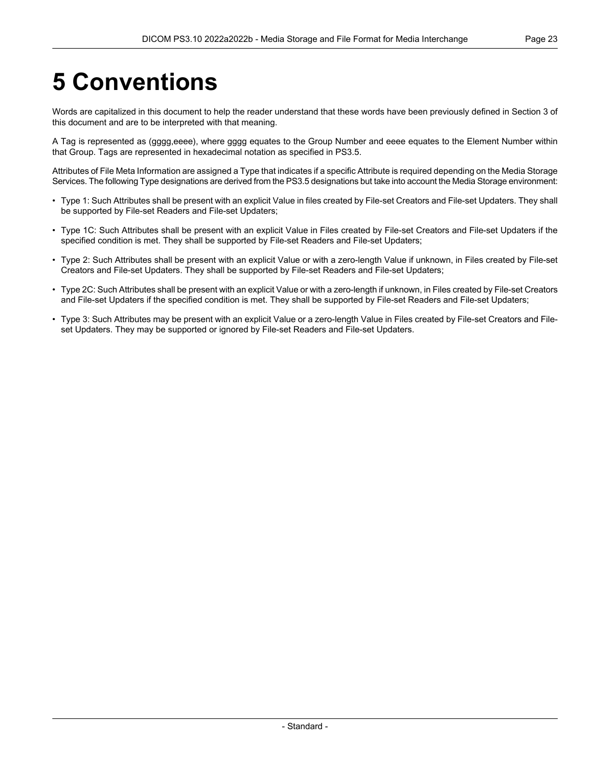# 5 Conventions

Words are capitalized in this document to help the reader understand that these words have been previously defined in Section 3 of this document and are to be interpreted with that meaning.

A Tag is represented as (gggg,eeee), where gggg equates to the Group Number and eeee equates to the Element Number within that Group. Tags are represented in hexadecimal notation as specified in PS3.5.

Attributes of File Meta Information are assigned a Type that indicates if a specific Attribute is required depending on the Media Storage Services. The following Type designations are derived from the PS3.5 designations but take into account the Media Storage environment:

- Type 1: Such Attributes shall be present with an explicit Value in files created by File-set Creators and File-set Updaters. They shall be supported by File-set Readers and File-set Updaters;
- Type 1C: Such Attributes shall be present with an explicit Value in Files created by File-set Creators and File-set Updaters if the specified condition is met. They shall be supported by File-set Readers and File-set Updaters;
- Type 2: Such Attributes shall be present with an explicit Value or with a zero-length Value if unknown, in Files created by File-set Creators and File-set Updaters. They shall be supported by File-set Readers and File-set Updaters;
- Type 2C: Such Attributes shall be present with an explicit Value or with a zero-length if unknown, in Files created by File-set Creators and File-set Updaters if the specified condition is met. They shall be supported by File-set Readers and File-set Updaters;
- Type 3: Such Attributes may be present with an explicit Value or a zero-length Value in Files created by File-set Creators and File-set Updaters. They may be supported or ignored by File-set Readers and File-set Updaters.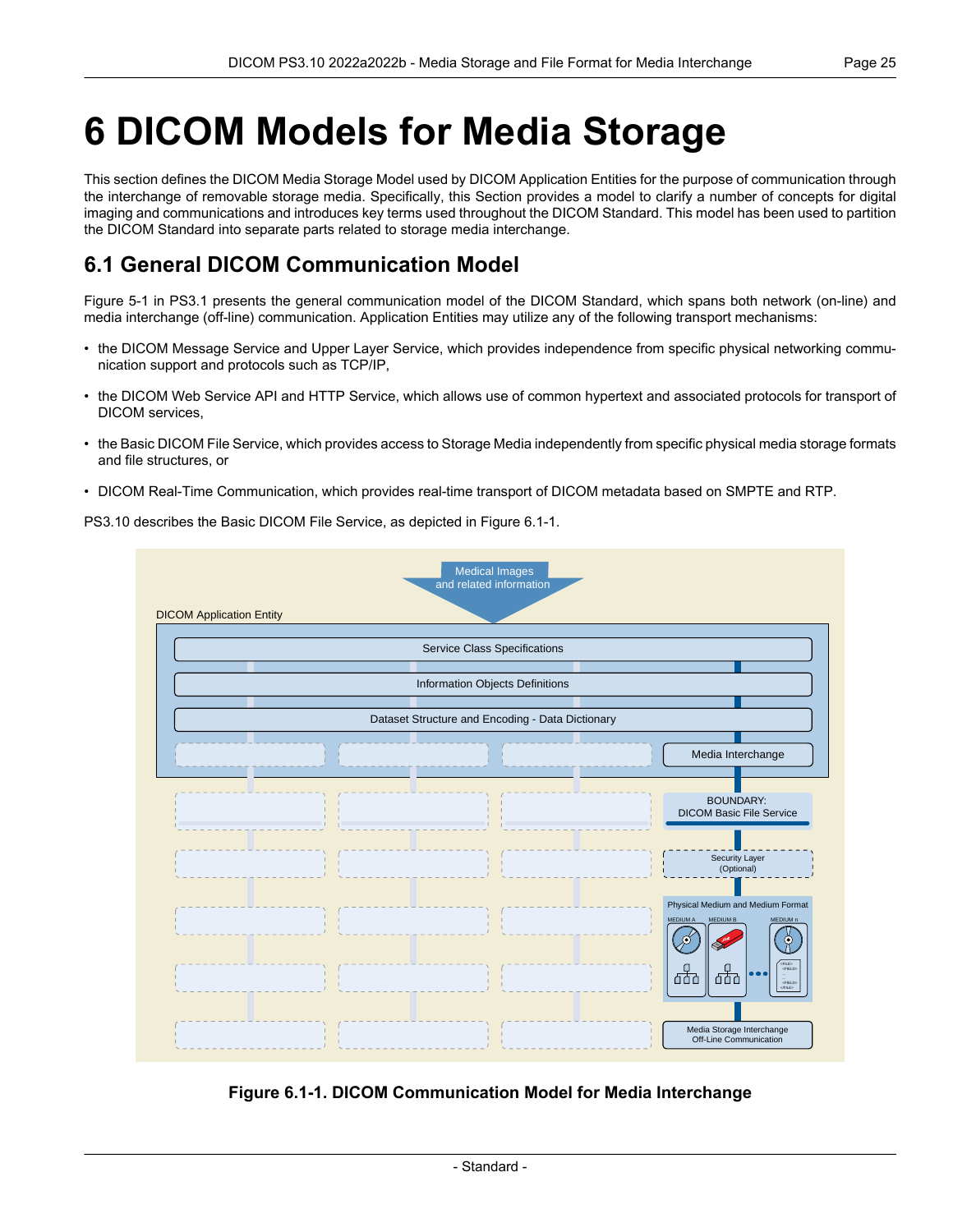# 6 DICOM Models for Media Storage

This section defines the DICOM Media Storage Model used by DICOM Application Entities for the purpose of communication through the interchange of removable storage media. Specifically, this Section provides a model to clarify a number of concepts for digital imaging and communications and introduces key terms used throughout the DICOM Standard. This model has been used to partition the DICOM Standard into separate parts related to storage media interchange.

## 6.1 General DICOM Communication Model

Figure 5-1 in PS3.1 presents the general communication model of the DICOM Standard, which spans both network (on-line) and media interchange (off-line) communication. Application Entities may utilize any of the following transport mechanisms:

- the DICOM Message Service and Upper Layer Service, which provides independence from specific physical networking communication support and protocols such as TCP/IP,
- the DICOM Web Service API and HTTP Service, which allows use of common hypertext and associated protocols for transport of DICOM services,
- the Basic DICOM File Service, which provides access to Storage Media independently from specific physical media storage formats and file structures, or
- DICOM Real-Time Communication, which provides real-time transport of DICOM metadata based on SMPTE and RTP.

PS3.10 describes the Basic DICOM File Service, as depicted in Figure 6.1-1.

**Figure 6.1-1. DICOM Communication Model for Media Interchange**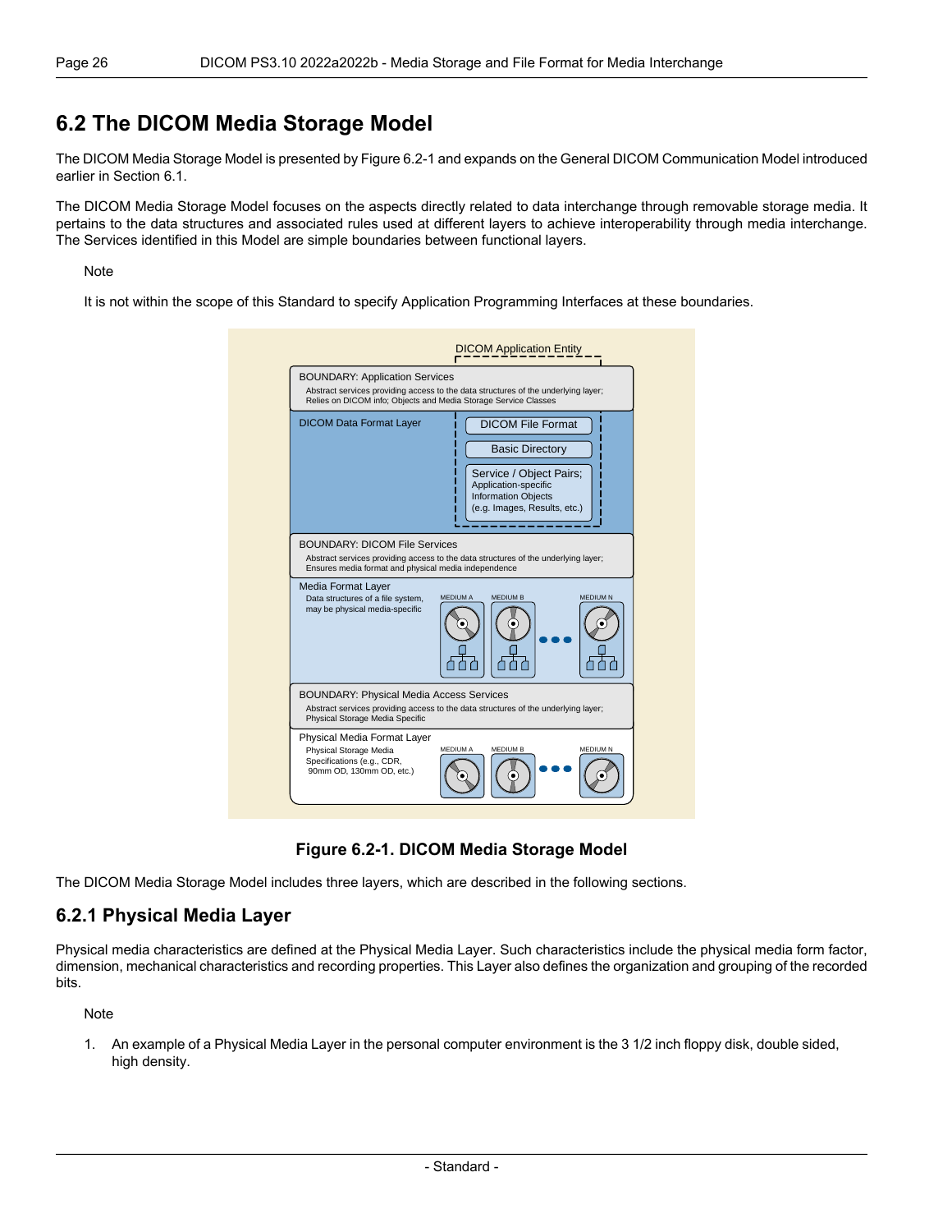## 6.2 The DICOM Media Storage Model

The DICOM Media Storage Model is presented by Figure 6.2-1 and expands on the General DICOM Communication Model introduced earlier in Section 6.1.

The DICOM Media Storage Model focuses on the aspects directly related to data interchange through removable storage media. It pertains to the data structures and associated rules used at different layers to achieve interoperability through media interchange. The Services identified in this Model are simple boundaries between functional layers.

Note

It is not within the scope of this Standard to specify Application Programming Interfaces at these boundaries.

DICOM Application Entity

BOUNDARY: Application Services
Abstract services providing access to the data structures of the underlying layer; Relies on DICOM info; Objects and Media Storage Service Classes

DICOM Data Format Layer
- DICOM File Format
- Basic Directory
- Service / Object Pairs; Application-specific Information Objects (e.g. Images, Results, etc.)

BOUNDARY: DICOM File Services
Abstract services providing access to the data structures of the underlying layer; Ensures media format and physical media independence

Media Format Layer
Data structures of a file system, may be physical media-specific
MEDIUM A, MEDIUM B, ... MEDIUM N

BOUNDARY: Physical Media Access Services
Abstract services providing access to the data structures of the underlying layer; Physical Storage Media Specific

Physical Media Format Layer
Physical Storage Media Specifications (e.g., CDR, 90mm OD, 130mm OD, etc.)
MEDIUM A, MEDIUM B, ... MEDIUM N

**Figure 6.2-1. DICOM Media Storage Model**

The DICOM Media Storage Model includes three layers, which are described in the following sections.

### 6.2.1 Physical Media Layer

Physical media characteristics are defined at the Physical Media Layer. Such characteristics include the physical media form factor, dimension, mechanical characteristics and recording properties. This Layer also defines the organization and grouping of the recorded bits.

Note

1. An example of a Physical Media Layer in the personal computer environment is the 3 1/2 inch floppy disk, double sided, high density.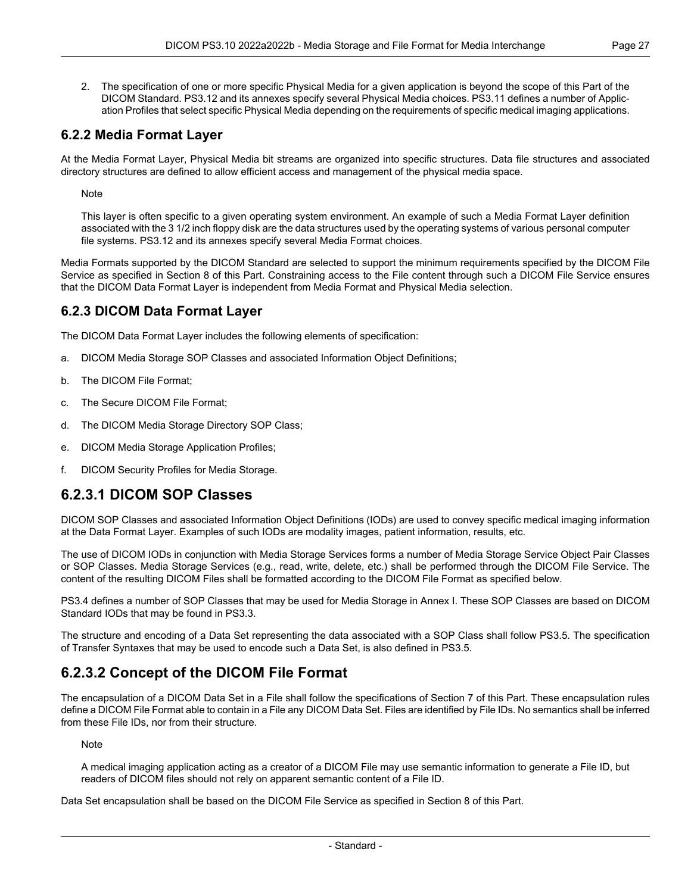2. The specification of one or more specific Physical Media for a given application is beyond the scope of this Part of the DICOM Standard. PS3.12 and its annexes specify several Physical Media choices. PS3.11 defines a number of Application Profiles that select specific Physical Media depending on the requirements of specific medical imaging applications.

### 6.2.2 Media Format Layer

At the Media Format Layer, Physical Media bit streams are organized into specific structures. Data file structures and associated directory structures are defined to allow efficient access and management of the physical media space.

Note

This layer is often specific to a given operating system environment. An example of such a Media Format Layer definition associated with the 3 1/2 inch floppy disk are the data structures used by the operating systems of various personal computer file systems. PS3.12 and its annexes specify several Media Format choices.

Media Formats supported by the DICOM Standard are selected to support the minimum requirements specified by the DICOM File Service as specified in Section 8 of this Part. Constraining access to the File content through such a DICOM File Service ensures that the DICOM Data Format Layer is independent from Media Format and Physical Media selection.

### 6.2.3 DICOM Data Format Layer

The DICOM Data Format Layer includes the following elements of specification:

a. DICOM Media Storage SOP Classes and associated Information Object Definitions;

b. The DICOM File Format;

c. The Secure DICOM File Format;

d. The DICOM Media Storage Directory SOP Class;

e. DICOM Media Storage Application Profiles;

f. DICOM Security Profiles for Media Storage.

## 6.2.3.1 DICOM SOP Classes

DICOM SOP Classes and associated Information Object Definitions (IODs) are used to convey specific medical imaging information at the Data Format Layer. Examples of such IODs are modality images, patient information, results, etc.

The use of DICOM IODs in conjunction with Media Storage Services forms a number of Media Storage Service Object Pair Classes or SOP Classes. Media Storage Services (e.g., read, write, delete, etc.) shall be performed through the DICOM File Service. The content of the resulting DICOM Files shall be formatted according to the DICOM File Format as specified below.

PS3.4 defines a number of SOP Classes that may be used for Media Storage in Annex I. These SOP Classes are based on DICOM Standard IODs that may be found in PS3.3.

The structure and encoding of a Data Set representing the data associated with a SOP Class shall follow PS3.5. The specification of Transfer Syntaxes that may be used to encode such a Data Set, is also defined in PS3.5.

## 6.2.3.2 Concept of the DICOM File Format

The encapsulation of a DICOM Data Set in a File shall follow the specifications of Section 7 of this Part. These encapsulation rules define a DICOM File Format able to contain in a File any DICOM Data Set. Files are identified by File IDs. No semantics shall be inferred from these File IDs, nor from their structure.

Note

A medical imaging application acting as a creator of a DICOM File may use semantic information to generate a File ID, but readers of DICOM files should not rely on apparent semantic content of a File ID.

Data Set encapsulation shall be based on the DICOM File Service as specified in Section 8 of this Part.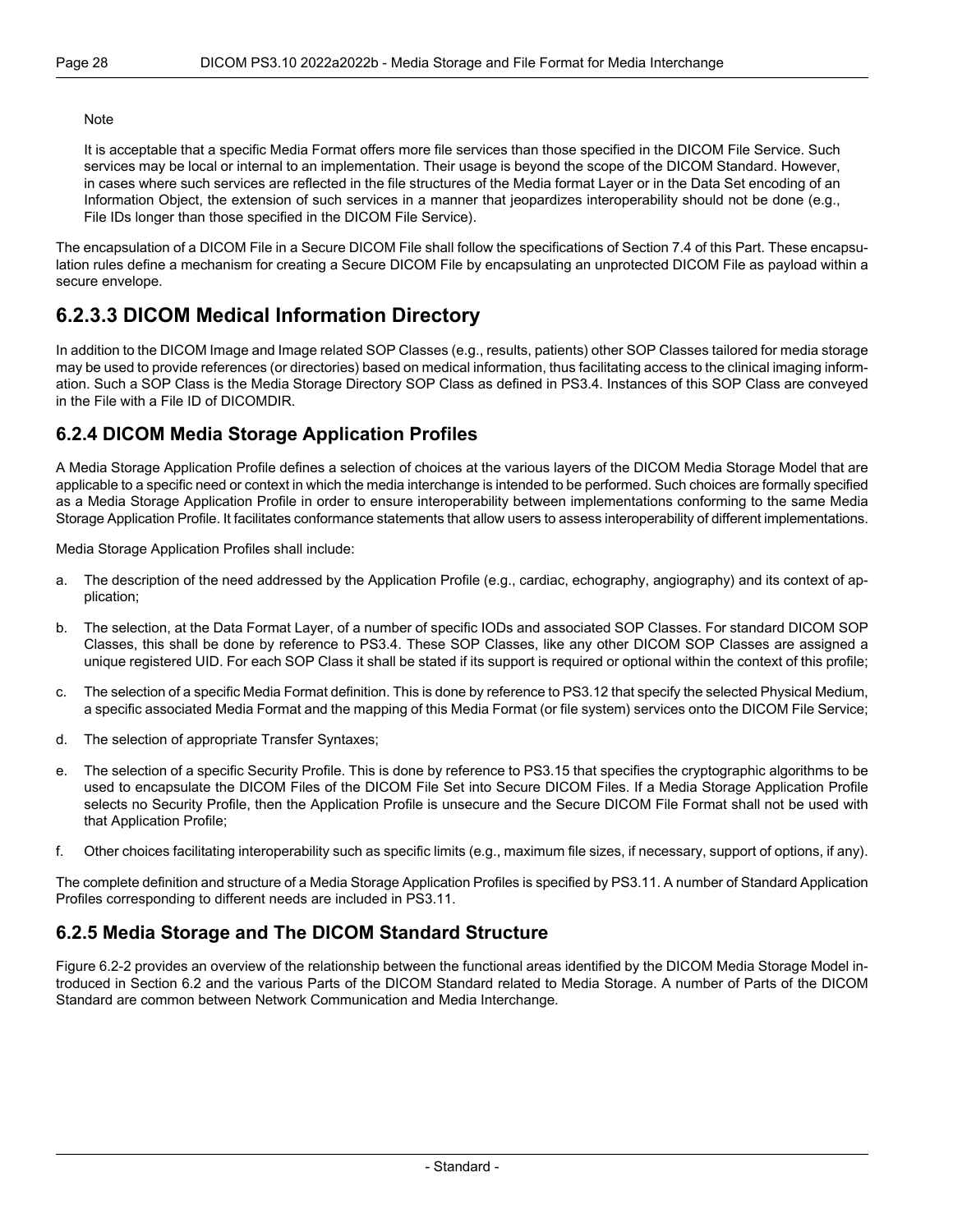Note

It is acceptable that a specific Media Format offers more file services than those specified in the DICOM File Service. Such services may be local or internal to an implementation. Their usage is beyond the scope of the DICOM Standard. However, in cases where such services are reflected in the file structures of the Media format Layer or in the Data Set encoding of an Information Object, the extension of such services in a manner that jeopardizes interoperability should not be done (e.g., File IDs longer than those specified in the DICOM File Service).

The encapsulation of a DICOM File in a Secure DICOM File shall follow the specifications of Section 7.4 of this Part. These encapsulation rules define a mechanism for creating a Secure DICOM File by encapsulating an unprotected DICOM File as payload within a secure envelope.

### 6.2.3.3 DICOM Medical Information Directory

In addition to the DICOM Image and Image related SOP Classes (e.g., results, patients) other SOP Classes tailored for media storage may be used to provide references (or directories) based on medical information, thus facilitating access to the clinical imaging information. Such a SOP Class is the Media Storage Directory SOP Class as defined in PS3.4. Instances of this SOP Class are conveyed in the File with a File ID of DICOMDIR.

## 6.2.4 DICOM Media Storage Application Profiles

A Media Storage Application Profile defines a selection of choices at the various layers of the DICOM Media Storage Model that are applicable to a specific need or context in which the media interchange is intended to be performed. Such choices are formally specified as a Media Storage Application Profile in order to ensure interoperability between implementations conforming to the same Media Storage Application Profile. It facilitates conformance statements that allow users to assess interoperability of different implementations.

Media Storage Application Profiles shall include:

a. The description of the need addressed by the Application Profile (e.g., cardiac, echography, angiography) and its context of application;

b. The selection, at the Data Format Layer, of a number of specific IODs and associated SOP Classes. For standard DICOM SOP Classes, this shall be done by reference to PS3.4. These SOP Classes, like any other DICOM SOP Classes are assigned a unique registered UID. For each SOP Class it shall be stated if its support is required or optional within the context of this profile;

c. The selection of a specific Media Format definition. This is done by reference to PS3.12 that specify the selected Physical Medium, a specific associated Media Format and the mapping of this Media Format (or file system) services onto the DICOM File Service;

d. The selection of appropriate Transfer Syntaxes;

e. The selection of a specific Security Profile. This is done by reference to PS3.15 that specifies the cryptographic algorithms to be used to encapsulate the DICOM Files of the DICOM File Set into Secure DICOM Files. If a Media Storage Application Profile selects no Security Profile, then the Application Profile is unsecure and the Secure DICOM File Format shall not be used with that Application Profile;

f. Other choices facilitating interoperability such as specific limits (e.g., maximum file sizes, if necessary, support of options, if any).

The complete definition and structure of a Media Storage Application Profiles is specified by PS3.11. A number of Standard Application Profiles corresponding to different needs are included in PS3.11.

## 6.2.5 Media Storage and The DICOM Standard Structure

Figure 6.2-2 provides an overview of the relationship between the functional areas identified by the DICOM Media Storage Model introduced in Section 6.2 and the various Parts of the DICOM Standard related to Media Storage. A number of Parts of the DICOM Standard are common between Network Communication and Media Interchange.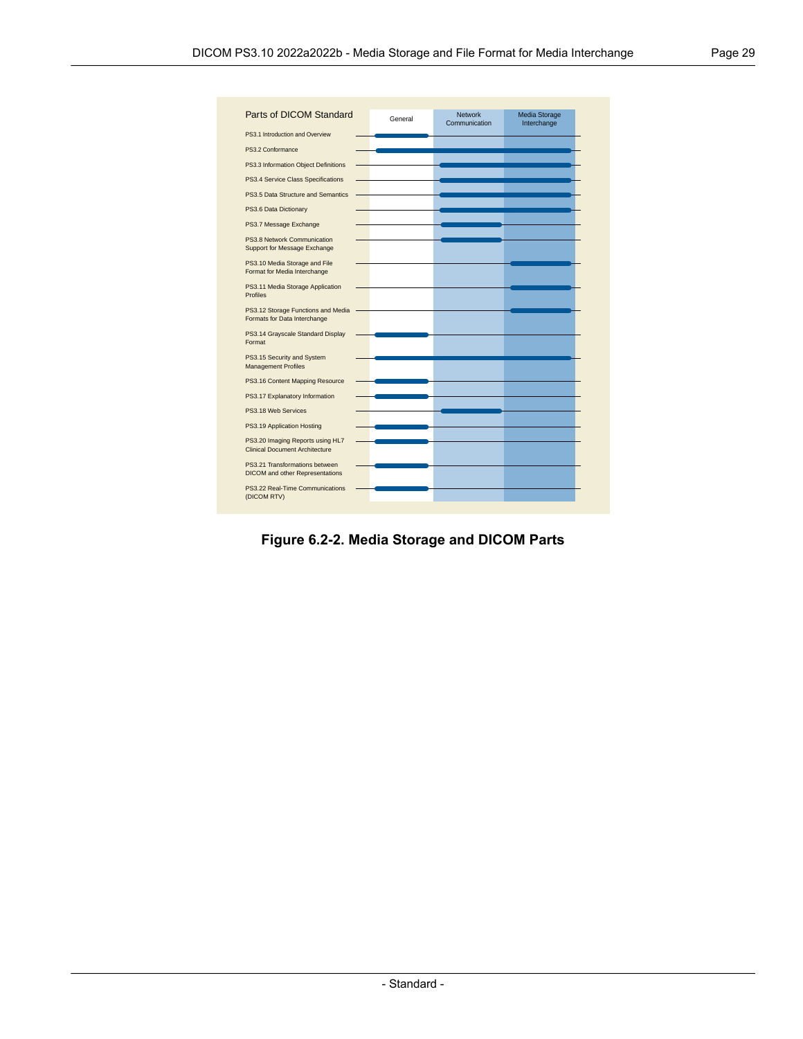| Parts of DICOM Standard | General | Network Communication | Media Storage Interchange |
|---|---|---|---|
| PS3.1 Introduction and Overview | X | | |
| PS3.2 Conformance | X | X | X |
| PS3.3 Information Object Definitions | | X | X |
| PS3.4 Service Class Specifications | | X | X |
| PS3.5 Data Structure and Semantics | | X | X |
| PS3.6 Data Dictionary | | X | X |
| PS3.7 Message Exchange | | X | |
| PS3.8 Network Communication Support for Message Exchange | | X | |
| PS3.10 Media Storage and File Format for Media Interchange | | | X |
| PS3.11 Media Storage Application Profiles | | | X |
| PS3.12 Storage Functions and Media Formats for Data Interchange | | | X |
| PS3.14 Grayscale Standard Display Format | X | | |
| PS3.15 Security and System Management Profiles | X | X | X |
| PS3.16 Content Mapping Resource | X | | |
| PS3.17 Explanatory Information | X | | |
| PS3.18 Web Services | | X | |
| PS3.19 Application Hosting | X | | |
| PS3.20 Imaging Reports using HL7 Clinical Document Architecture | X | | |
| PS3.21 Transformations between DICOM and other Representations | X | | |
| PS3.22 Real-Time Communications (DICOM RTV) | X | | |

**Figure 6.2-2. Media Storage and DICOM Parts**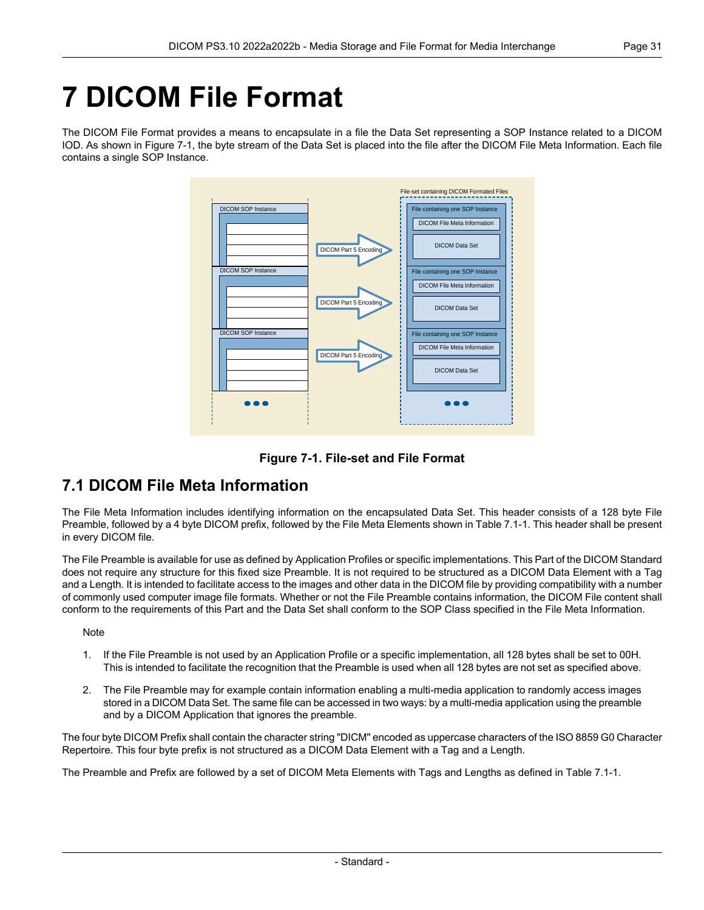# 7 DICOM File Format

The DICOM File Format provides a means to encapsulate in a file the Data Set representing a SOP Instance related to a DICOM IOD. As shown in Figure 7-1, the byte stream of the Data Set is placed into the file after the DICOM File Meta Information. Each file contains a single SOP Instance.

**Figure 7-1. File-set and File Format**

## 7.1 DICOM File Meta Information

The File Meta Information includes identifying information on the encapsulated Data Set. This header consists of a 128 byte File Preamble, followed by a 4 byte DICOM prefix, followed by the File Meta Elements shown in Table 7.1-1. This header shall be present in every DICOM file.

The File Preamble is available for use as defined by Application Profiles or specific implementations. This Part of the DICOM Standard does not require any structure for this fixed size Preamble. It is not required to be structured as a DICOM Data Element with a Tag and a Length. It is intended to facilitate access to the images and other data in the DICOM file by providing compatibility with a number of commonly used computer image file formats. Whether or not the File Preamble contains information, the DICOM File content shall conform to the requirements of this Part and the Data Set shall conform to the SOP Class specified in the File Meta Information.

Note

1. If the File Preamble is not used by an Application Profile or a specific implementation, all 128 bytes shall be set to 00H. This is intended to facilitate the recognition that the Preamble is used when all 128 bytes are not set as specified above.

2. The File Preamble may for example contain information enabling a multi-media application to randomly access images stored in a DICOM Data Set. The same file can be accessed in two ways: by a multi-media application using the preamble and by a DICOM Application that ignores the preamble.

The four byte DICOM Prefix shall contain the character string "DICM" encoded as uppercase characters of the ISO 8859 G0 Character Repertoire. This four byte prefix is not structured as a DICOM Data Element with a Tag and a Length.

The Preamble and Prefix are followed by a set of DICOM Meta Elements with Tags and Lengths as defined in Table 7.1-1.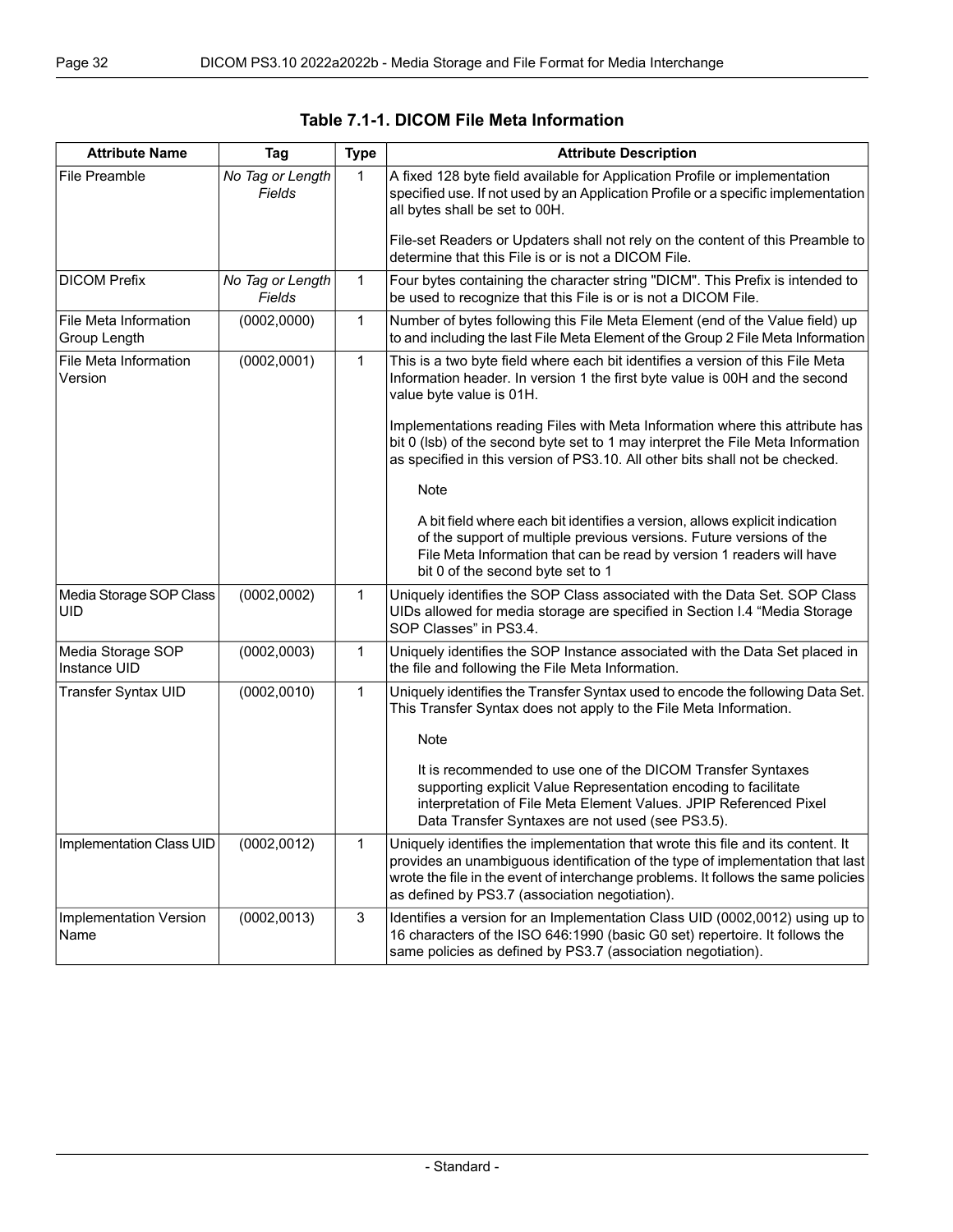**Table 7.1-1. DICOM File Meta Information**

| Attribute Name | Tag | Type | Attribute Description |
|---|---|---|---|
| File Preamble | *No Tag or Length Fields* | 1 | A fixed 128 byte field available for Application Profile or implementation specified use. If not used by an Application Profile or a specific implementation all bytes shall be set to 00H.<br><br>File-set Readers or Updaters shall not rely on the content of this Preamble to determine that this File is or is not a DICOM File. |
| DICOM Prefix | *No Tag or Length Fields* | 1 | Four bytes containing the character string "DICM". This Prefix is intended to be used to recognize that this File is or is not a DICOM File. |
| File Meta Information Group Length | (0002,0000) | 1 | Number of bytes following this File Meta Element (end of the Value field) up to and including the last File Meta Element of the Group 2 File Meta Information |
| File Meta Information Version | (0002,0001) | 1 | This is a two byte field where each bit identifies a version of this File Meta Information header. In version 1 the first byte value is 00H and the second value byte value is 01H.<br><br>Implementations reading Files with Meta Information where this attribute has bit 0 (lsb) of the second byte set to 1 may interpret the File Meta Information as specified in this version of PS3.10. All other bits shall not be checked.<br><br>Note<br><br>A bit field where each bit identifies a version, allows explicit indication of the support of multiple previous versions. Future versions of the File Meta Information that can be read by version 1 readers will have bit 0 of the second byte set to 1 |
| Media Storage SOP Class UID | (0002,0002) | 1 | Uniquely identifies the SOP Class associated with the Data Set. SOP Class UIDs allowed for media storage are specified in Section I.4 "Media Storage SOP Classes" in PS3.4. |
| Media Storage SOP Instance UID | (0002,0003) | 1 | Uniquely identifies the SOP Instance associated with the Data Set placed in the file and following the File Meta Information. |
| Transfer Syntax UID | (0002,0010) | 1 | Uniquely identifies the Transfer Syntax used to encode the following Data Set. This Transfer Syntax does not apply to the File Meta Information.<br><br>Note<br><br>It is recommended to use one of the DICOM Transfer Syntaxes supporting explicit Value Representation encoding to facilitate interpretation of File Meta Element Values. JPIP Referenced Pixel Data Transfer Syntaxes are not used (see PS3.5). |
| Implementation Class UID | (0002,0012) | 1 | Uniquely identifies the implementation that wrote this file and its content. It provides an unambiguous identification of the type of implementation that last wrote the file in the event of interchange problems. It follows the same policies as defined by PS3.7 (association negotiation). |
| Implementation Version Name | (0002,0013) | 3 | Identifies a version for an Implementation Class UID (0002,0012) using up to 16 characters of the ISO 646:1990 (basic G0 set) repertoire. It follows the same policies as defined by PS3.7 (association negotiation). |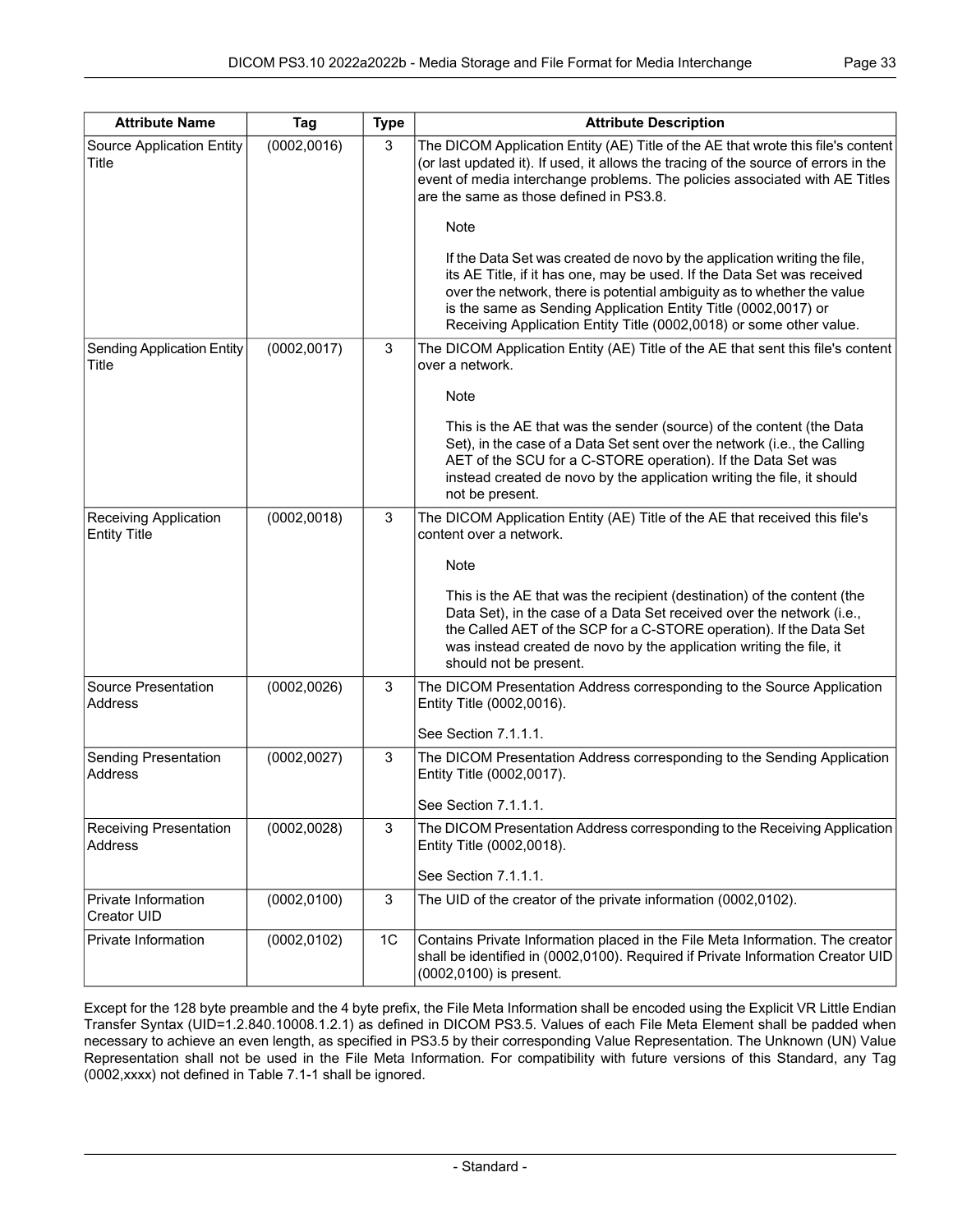| Attribute Name | Tag | Type | Attribute Description |
|---|---|---|---|
| Source Application Entity Title | (0002,0016) | 3 | The DICOM Application Entity (AE) Title of the AE that wrote this file's content (or last updated it). If used, it allows the tracing of the source of errors in the event of media interchange problems. The policies associated with AE Titles are the same as those defined in PS3.8.<br><br>Note<br><br>If the Data Set was created de novo by the application writing the file, its AE Title, if it has one, may be used. If the Data Set was received over the network, there is potential ambiguity as to whether the value is the same as Sending Application Entity Title (0002,0017) or Receiving Application Entity Title (0002,0018) or some other value. |
| Sending Application Entity Title | (0002,0017) | 3 | The DICOM Application Entity (AE) Title of the AE that sent this file's content over a network.<br><br>Note<br><br>This is the AE that was the sender (source) of the content (the Data Set), in the case of a Data Set sent over the network (i.e., the Calling AET of the SCU for a C-STORE operation). If the Data Set was instead created de novo by the application writing the file, it should not be present. |
| Receiving Application Entity Title | (0002,0018) | 3 | The DICOM Application Entity (AE) Title of the AE that received this file's content over a network.<br><br>Note<br><br>This is the AE that was the recipient (destination) of the content (the Data Set), in the case of a Data Set received over the network (i.e., the Called AET of the SCP for a C-STORE operation). If the Data Set was instead created de novo by the application writing the file, it should not be present. |
| Source Presentation Address | (0002,0026) | 3 | The DICOM Presentation Address corresponding to the Source Application Entity Title (0002,0016).<br><br>See Section 7.1.1.1. |
| Sending Presentation Address | (0002,0027) | 3 | The DICOM Presentation Address corresponding to the Sending Application Entity Title (0002,0017).<br><br>See Section 7.1.1.1. |
| Receiving Presentation Address | (0002,0028) | 3 | The DICOM Presentation Address corresponding to the Receiving Application Entity Title (0002,0018).<br><br>See Section 7.1.1.1. |
| Private Information Creator UID | (0002,0100) | 3 | The UID of the creator of the private information (0002,0102). |
| Private Information | (0002,0102) | 1C | Contains Private Information placed in the File Meta Information. The creator shall be identified in (0002,0100). Required if Private Information Creator UID (0002,0100) is present. |

Except for the 128 byte preamble and the 4 byte prefix, the File Meta Information shall be encoded using the Explicit VR Little Endian Transfer Syntax (UID=1.2.840.10008.1.2.1) as defined in DICOM PS3.5. Values of each File Meta Element shall be padded when necessary to achieve an even length, as specified in PS3.5 by their corresponding Value Representation. The Unknown (UN) Value Representation shall not be used in the File Meta Information. For compatibility with future versions of this Standard, any Tag (0002,xxxx) not defined in Table 7.1-1 shall be ignored.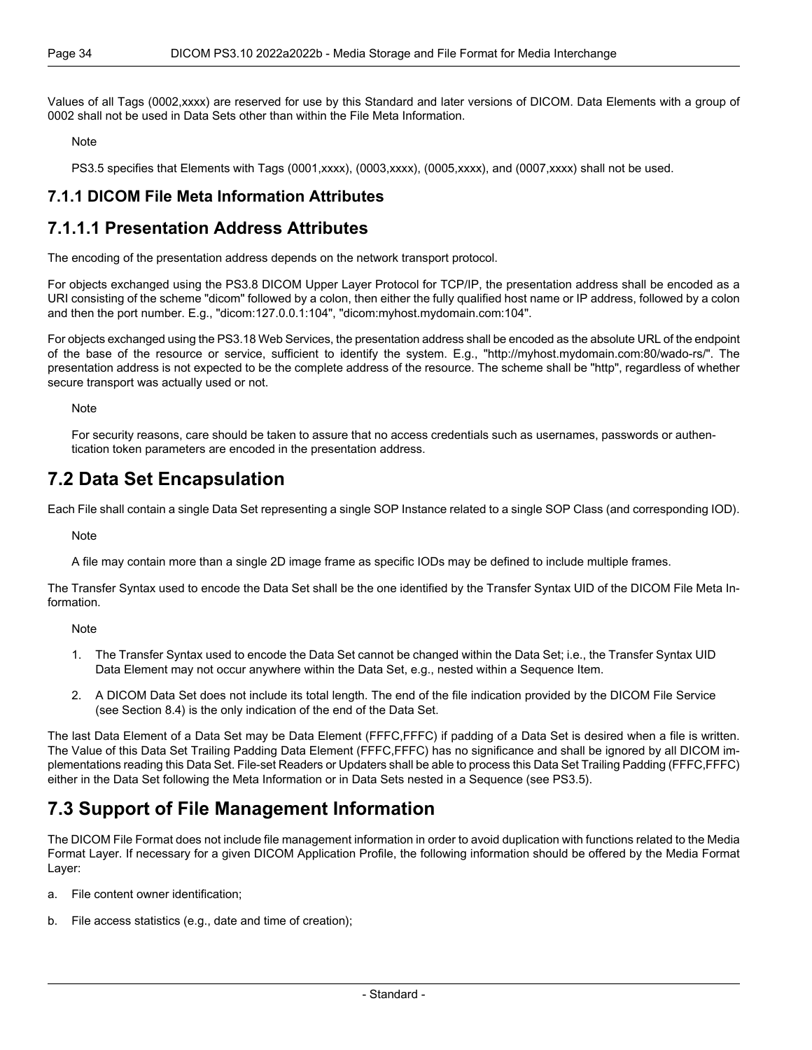Values of all Tags (0002,xxxx) are reserved for use by this Standard and later versions of DICOM. Data Elements with a group of 0002 shall not be used in Data Sets other than within the File Meta Information.

Note

PS3.5 specifies that Elements with Tags (0001,xxxx), (0003,xxxx), (0005,xxxx), and (0007,xxxx) shall not be used.

### 7.1.1 DICOM File Meta Information Attributes

### 7.1.1.1 Presentation Address Attributes

The encoding of the presentation address depends on the network transport protocol.

For objects exchanged using the PS3.8 DICOM Upper Layer Protocol for TCP/IP, the presentation address shall be encoded as a URI consisting of the scheme "dicom" followed by a colon, then either the fully qualified host name or IP address, followed by a colon and then the port number. E.g., "dicom:127.0.0.1:104", "dicom:myhost.mydomain.com:104".

For objects exchanged using the PS3.18 Web Services, the presentation address shall be encoded as the absolute URL of the endpoint of the base of the resource or service, sufficient to identify the system. E.g., "http://myhost.mydomain.com:80/wado-rs/". The presentation address is not expected to be the complete address of the resource. The scheme shall be "http", regardless of whether secure transport was actually used or not.

Note

For security reasons, care should be taken to assure that no access credentials such as usernames, passwords or authentication token parameters are encoded in the presentation address.

## 7.2 Data Set Encapsulation

Each File shall contain a single Data Set representing a single SOP Instance related to a single SOP Class (and corresponding IOD).

Note

A file may contain more than a single 2D image frame as specific IODs may be defined to include multiple frames.

The Transfer Syntax used to encode the Data Set shall be the one identified by the Transfer Syntax UID of the DICOM File Meta Information.

Note

1. The Transfer Syntax used to encode the Data Set cannot be changed within the Data Set; i.e., the Transfer Syntax UID Data Element may not occur anywhere within the Data Set, e.g., nested within a Sequence Item.
2. A DICOM Data Set does not include its total length. The end of the file indication provided by the DICOM File Service (see Section 8.4) is the only indication of the end of the Data Set.

The last Data Element of a Data Set may be Data Element (FFFC,FFFC) if padding of a Data Set is desired when a file is written. The Value of this Data Set Trailing Padding Data Element (FFFC,FFFC) has no significance and shall be ignored by all DICOM implementations reading this Data Set. File-set Readers or Updaters shall be able to process this Data Set Trailing Padding (FFFC,FFFC) either in the Data Set following the Meta Information or in Data Sets nested in a Sequence (see PS3.5).

## 7.3 Support of File Management Information

The DICOM File Format does not include file management information in order to avoid duplication with functions related to the Media Format Layer. If necessary for a given DICOM Application Profile, the following information should be offered by the Media Format Layer:

a. File content owner identification;

b. File access statistics (e.g., date and time of creation);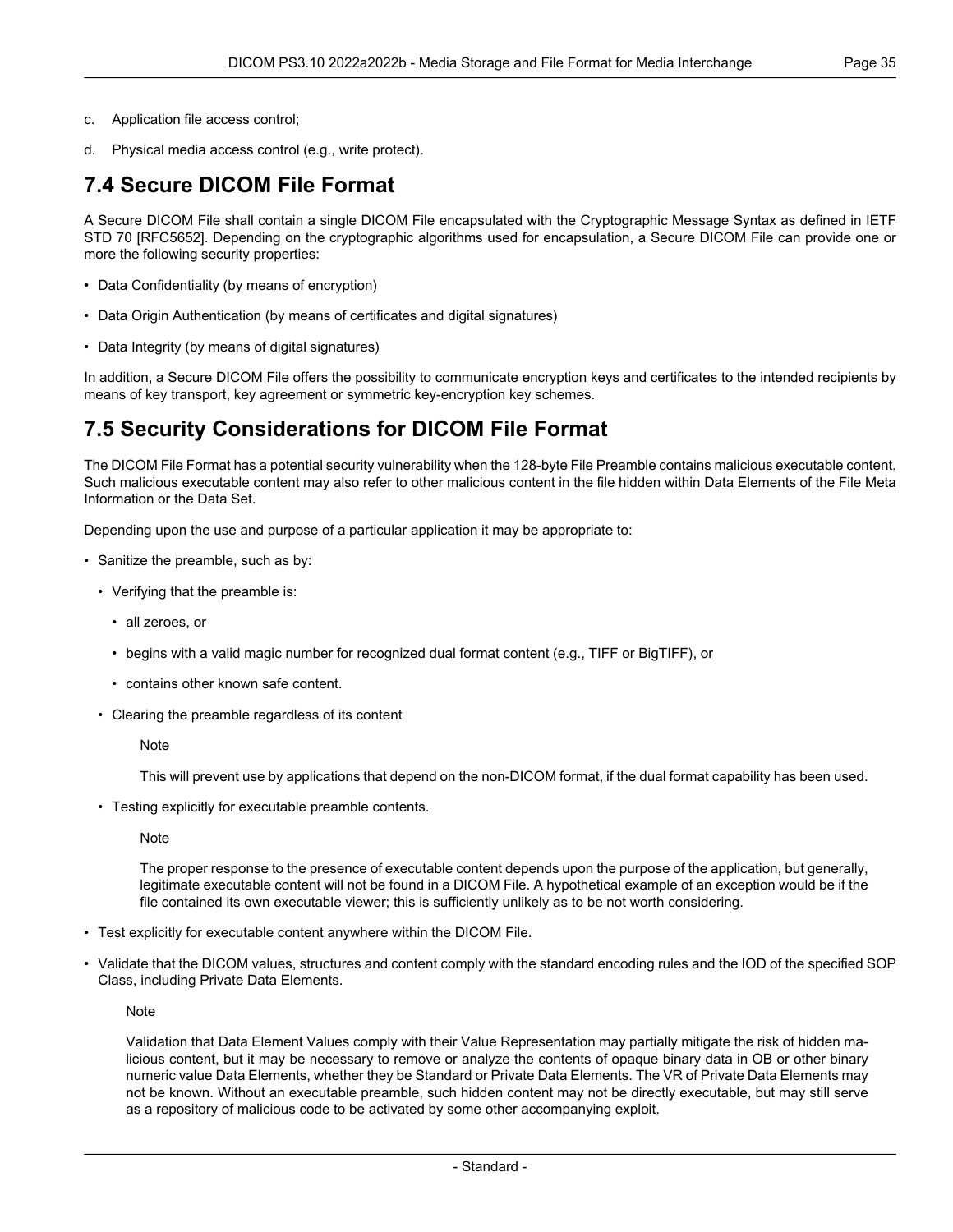c. Application file access control;

d. Physical media access control (e.g., write protect).

## 7.4 Secure DICOM File Format

A Secure DICOM File shall contain a single DICOM File encapsulated with the Cryptographic Message Syntax as defined in IETF STD 70 [RFC5652]. Depending on the cryptographic algorithms used for encapsulation, a Secure DICOM File can provide one or more the following security properties:

- Data Confidentiality (by means of encryption)
- Data Origin Authentication (by means of certificates and digital signatures)
- Data Integrity (by means of digital signatures)

In addition, a Secure DICOM File offers the possibility to communicate encryption keys and certificates to the intended recipients by means of key transport, key agreement or symmetric key-encryption key schemes.

## 7.5 Security Considerations for DICOM File Format

The DICOM File Format has a potential security vulnerability when the 128-byte File Preamble contains malicious executable content. Such malicious executable content may also refer to other malicious content in the file hidden within Data Elements of the File Meta Information or the Data Set.

Depending upon the use and purpose of a particular application it may be appropriate to:

- Sanitize the preamble, such as by:
  - Verifying that the preamble is:
    - all zeroes, or
    - begins with a valid magic number for recognized dual format content (e.g., TIFF or BigTIFF), or
    - contains other known safe content.
  - Clearing the preamble regardless of its content

    Note

    This will prevent use by applications that depend on the non-DICOM format, if the dual format capability has been used.

  - Testing explicitly for executable preamble contents.

    Note

    The proper response to the presence of executable content depends upon the purpose of the application, but generally, legitimate executable content will not be found in a DICOM File. A hypothetical example of an exception would be if the file contained its own executable viewer; this is sufficiently unlikely as to be not worth considering.

- Test explicitly for executable content anywhere within the DICOM File.
- Validate that the DICOM values, structures and content comply with the standard encoding rules and the IOD of the specified SOP Class, including Private Data Elements.

  Note

  Validation that Data Element Values comply with their Value Representation may partially mitigate the risk of hidden malicious content, but it may be necessary to remove or analyze the contents of opaque binary data in OB or other binary numeric value Data Elements, whether they be Standard or Private Data Elements. The VR of Private Data Elements may not be known. Without an executable preamble, such hidden content may not be directly executable, but may still serve as a repository of malicious code to be activated by some other accompanying exploit.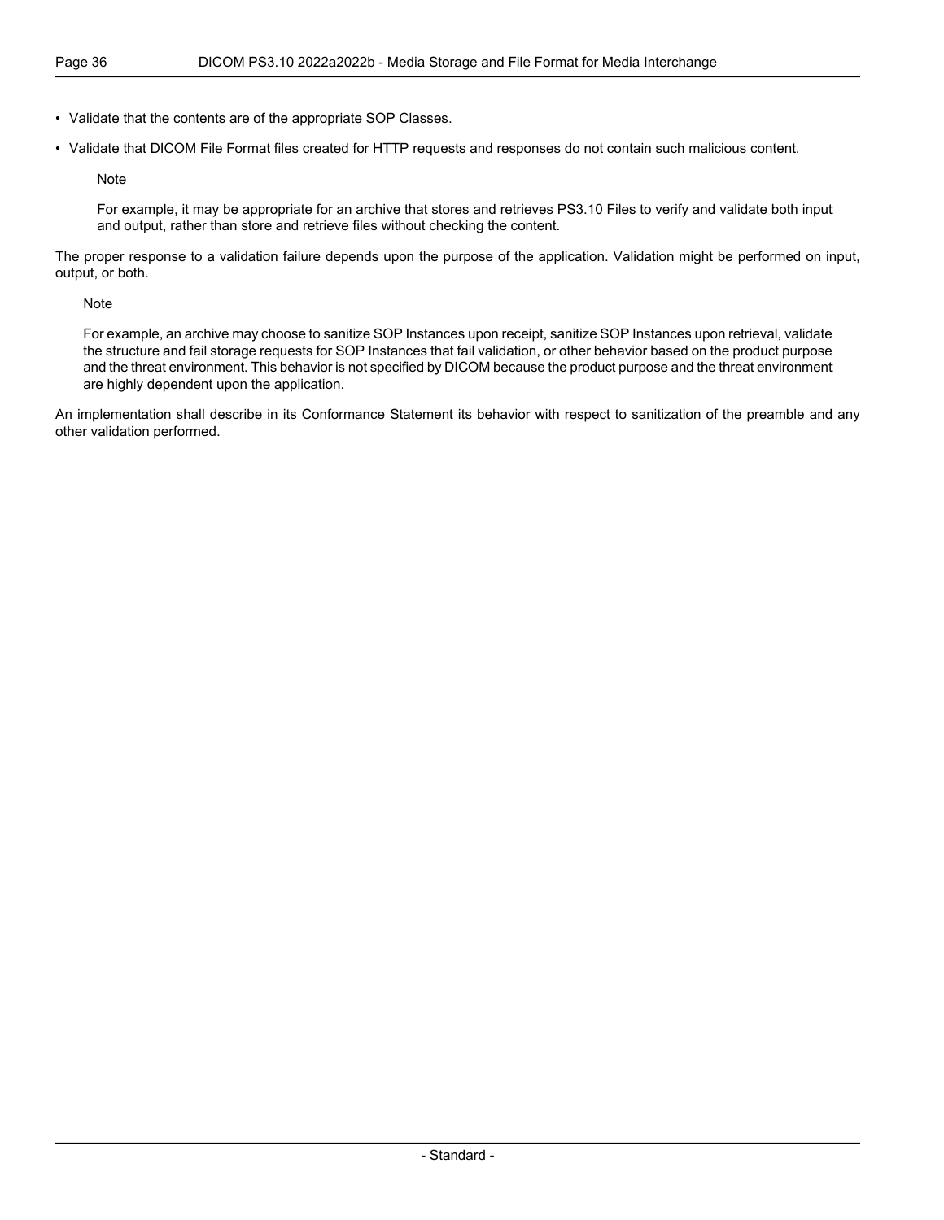- Validate that the contents are of the appropriate SOP Classes.
- Validate that DICOM File Format files created for HTTP requests and responses do not contain such malicious content.

  Note

  For example, it may be appropriate for an archive that stores and retrieves PS3.10 Files to verify and validate both input and output, rather than store and retrieve files without checking the content.

The proper response to a validation failure depends upon the purpose of the application. Validation might be performed on input, output, or both.

> Note
>
> For example, an archive may choose to sanitize SOP Instances upon receipt, sanitize SOP Instances upon retrieval, validate the structure and fail storage requests for SOP Instances that fail validation, or other behavior based on the product purpose and the threat environment. This behavior is not specified by DICOM because the product purpose and the threat environment are highly dependent upon the application.

An implementation shall describe in its Conformance Statement its behavior with respect to sanitization of the preamble and any other validation performed.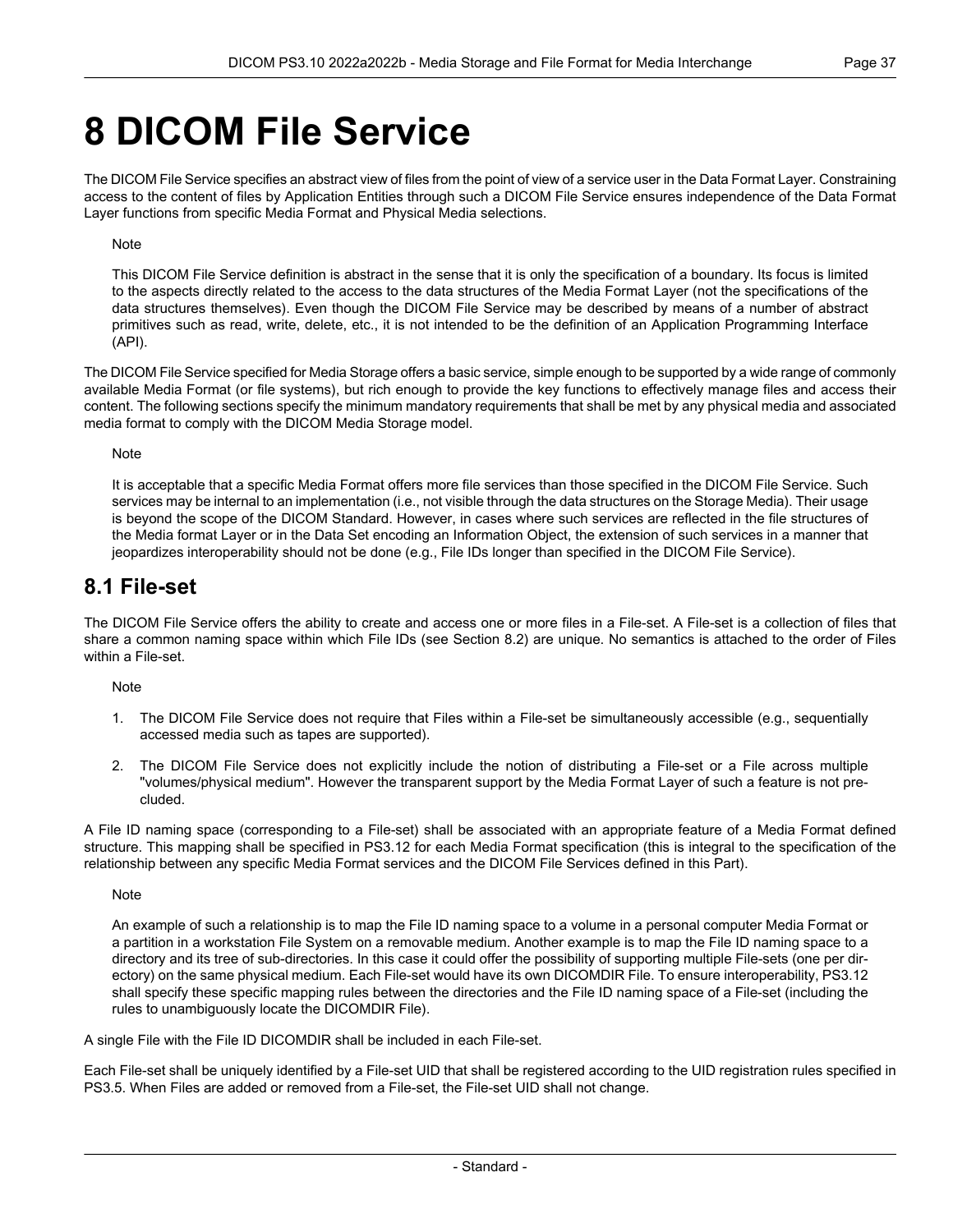# 8 DICOM File Service

The DICOM File Service specifies an abstract view of files from the point of view of a service user in the Data Format Layer. Constraining access to the content of files by Application Entities through such a DICOM File Service ensures independence of the Data Format Layer functions from specific Media Format and Physical Media selections.

Note

This DICOM File Service definition is abstract in the sense that it is only the specification of a boundary. Its focus is limited to the aspects directly related to the access to the data structures of the Media Format Layer (not the specifications of the data structures themselves). Even though the DICOM File Service may be described by means of a number of abstract primitives such as read, write, delete, etc., it is not intended to be the definition of an Application Programming Interface (API).

The DICOM File Service specified for Media Storage offers a basic service, simple enough to be supported by a wide range of commonly available Media Format (or file systems), but rich enough to provide the key functions to effectively manage files and access their content. The following sections specify the minimum mandatory requirements that shall be met by any physical media and associated media format to comply with the DICOM Media Storage model.

Note

It is acceptable that a specific Media Format offers more file services than those specified in the DICOM File Service. Such services may be internal to an implementation (i.e., not visible through the data structures on the Storage Media). Their usage is beyond the scope of the DICOM Standard. However, in cases where such services are reflected in the file structures of the Media format Layer or in the Data Set encoding an Information Object, the extension of such services in a manner that jeopardizes interoperability should not be done (e.g., File IDs longer than specified in the DICOM File Service).

## 8.1 File-set

The DICOM File Service offers the ability to create and access one or more files in a File-set. A File-set is a collection of files that share a common naming space within which File IDs (see Section 8.2) are unique. No semantics is attached to the order of Files within a File-set.

Note

1. The DICOM File Service does not require that Files within a File-set be simultaneously accessible (e.g., sequentially accessed media such as tapes are supported).
2. The DICOM File Service does not explicitly include the notion of distributing a File-set or a File across multiple "volumes/physical medium". However the transparent support by the Media Format Layer of such a feature is not precluded.

A File ID naming space (corresponding to a File-set) shall be associated with an appropriate feature of a Media Format defined structure. This mapping shall be specified in PS3.12 for each Media Format specification (this is integral to the specification of the relationship between any specific Media Format services and the DICOM File Services defined in this Part).

Note

An example of such a relationship is to map the File ID naming space to a volume in a personal computer Media Format or a partition in a workstation File System on a removable medium. Another example is to map the File ID naming space to a directory and its tree of sub-directories. In this case it could offer the possibility of supporting multiple File-sets (one per directory) on the same physical medium. Each File-set would have its own DICOMDIR File. To ensure interoperability, PS3.12 shall specify these specific mapping rules between the directories and the File ID naming space of a File-set (including the rules to unambiguously locate the DICOMDIR File).

A single File with the File ID DICOMDIR shall be included in each File-set.

Each File-set shall be uniquely identified by a File-set UID that shall be registered according to the UID registration rules specified in PS3.5. When Files are added or removed from a File-set, the File-set UID shall not change.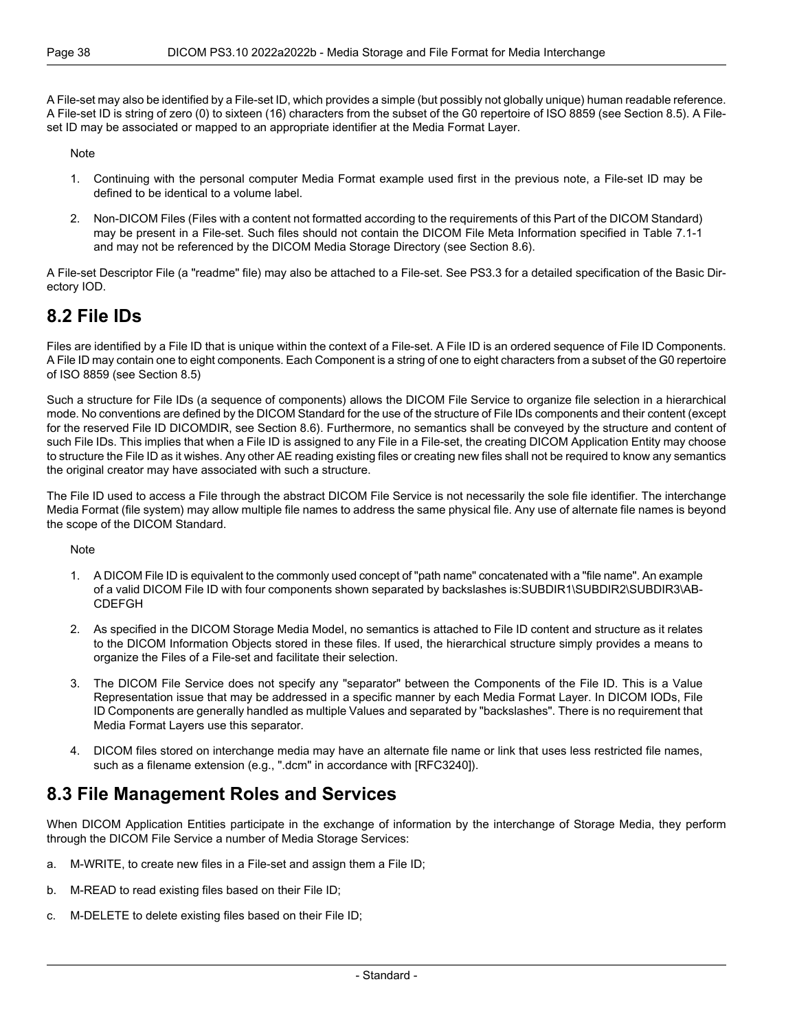A File-set may also be identified by a File-set ID, which provides a simple (but possibly not globally unique) human readable reference. A File-set ID is string of zero (0) to sixteen (16) characters from the subset of the G0 repertoire of ISO 8859 (see Section 8.5). A File-set ID may be associated or mapped to an appropriate identifier at the Media Format Layer.

Note

1. Continuing with the personal computer Media Format example used first in the previous note, a File-set ID may be defined to be identical to a volume label.
2. Non-DICOM Files (Files with a content not formatted according to the requirements of this Part of the DICOM Standard) may be present in a File-set. Such files should not contain the DICOM File Meta Information specified in Table 7.1-1 and may not be referenced by the DICOM Media Storage Directory (see Section 8.6).

A File-set Descriptor File (a "readme" file) may also be attached to a File-set. See PS3.3 for a detailed specification of the Basic Directory IOD.

## 8.2 File IDs

Files are identified by a File ID that is unique within the context of a File-set. A File ID is an ordered sequence of File ID Components. A File ID may contain one to eight components. Each Component is a string of one to eight characters from a subset of the G0 repertoire of ISO 8859 (see Section 8.5)

Such a structure for File IDs (a sequence of components) allows the DICOM File Service to organize file selection in a hierarchical mode. No conventions are defined by the DICOM Standard for the use of the structure of File IDs components and their content (except for the reserved File ID DICOMDIR, see Section 8.6). Furthermore, no semantics shall be conveyed by the structure and content of such File IDs. This implies that when a File ID is assigned to any File in a File-set, the creating DICOM Application Entity may choose to structure the File ID as it wishes. Any other AE reading existing files or creating new files shall not be required to know any semantics the original creator may have associated with such a structure.

The File ID used to access a File through the abstract DICOM File Service is not necessarily the sole file identifier. The interchange Media Format (file system) may allow multiple file names to address the same physical file. Any use of alternate file names is beyond the scope of the DICOM Standard.

Note

1. A DICOM File ID is equivalent to the commonly used concept of "path name" concatenated with a "file name". An example of a valid DICOM File ID with four components shown separated by backslashes is:SUBDIR1\SUBDIR2\SUBDIR3\ABCDEFGH
2. As specified in the DICOM Storage Media Model, no semantics is attached to File ID content and structure as it relates to the DICOM Information Objects stored in these files. If used, the hierarchical structure simply provides a means to organize the Files of a File-set and facilitate their selection.
3. The DICOM File Service does not specify any "separator" between the Components of the File ID. This is a Value Representation issue that may be addressed in a specific manner by each Media Format Layer. In DICOM IODs, File ID Components are generally handled as multiple Values and separated by "backslashes". There is no requirement that Media Format Layers use this separator.
4. DICOM files stored on interchange media may have an alternate file name or link that uses less restricted file names, such as a filename extension (e.g., ".dcm" in accordance with [RFC3240]).

## 8.3 File Management Roles and Services

When DICOM Application Entities participate in the exchange of information by the interchange of Storage Media, they perform through the DICOM File Service a number of Media Storage Services:

a. M-WRITE, to create new files in a File-set and assign them a File ID;

b. M-READ to read existing files based on their File ID;

c. M-DELETE to delete existing files based on their File ID;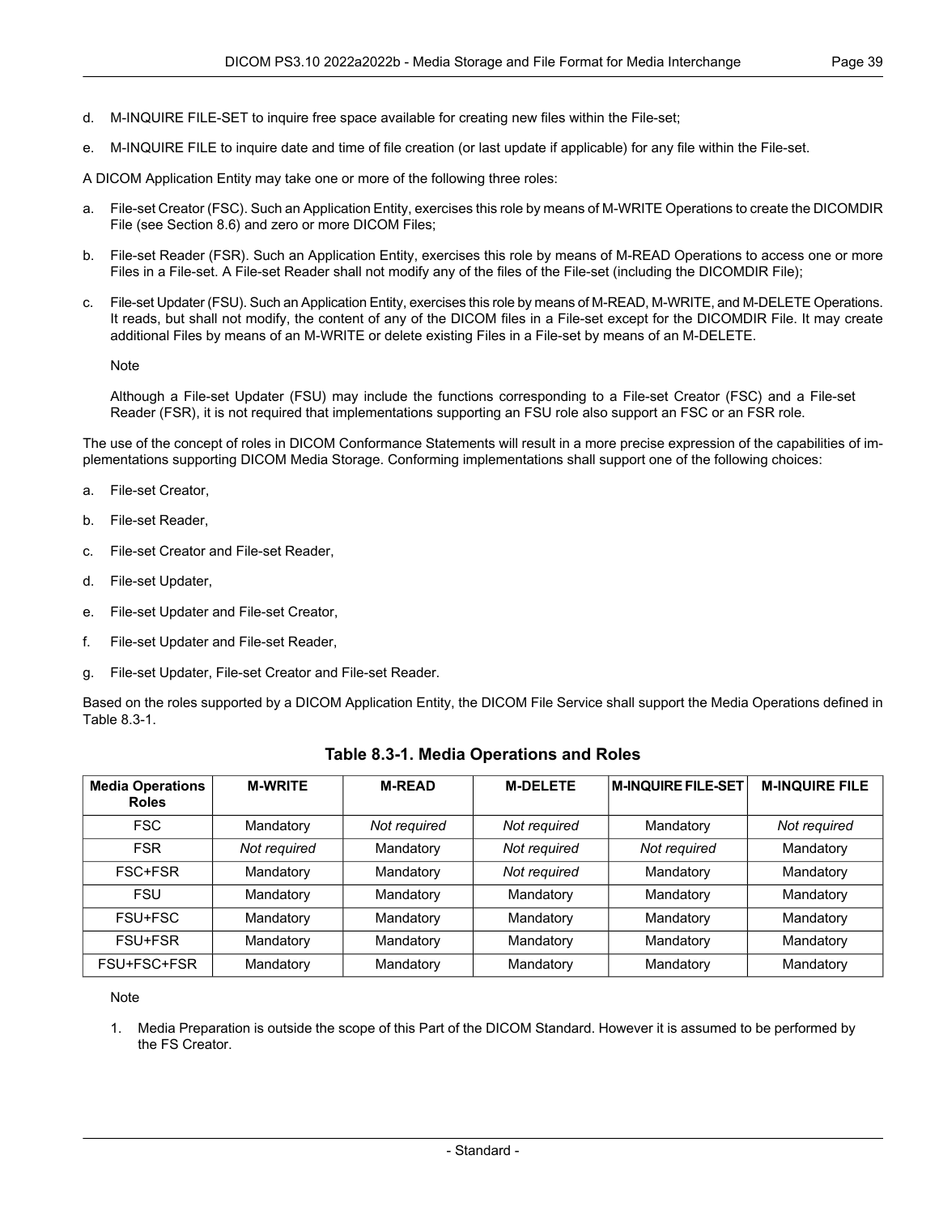d. M-INQUIRE FILE-SET to inquire free space available for creating new files within the File-set;

e. M-INQUIRE FILE to inquire date and time of file creation (or last update if applicable) for any file within the File-set.

A DICOM Application Entity may take one or more of the following three roles:

a. File-set Creator (FSC). Such an Application Entity, exercises this role by means of M-WRITE Operations to create the DICOMDIR File (see Section 8.6) and zero or more DICOM Files;

b. File-set Reader (FSR). Such an Application Entity, exercises this role by means of M-READ Operations to access one or more Files in a File-set. A File-set Reader shall not modify any of the files of the File-set (including the DICOMDIR File);

c. File-set Updater (FSU). Such an Application Entity, exercises this role by means of M-READ, M-WRITE, and M-DELETE Operations. It reads, but shall not modify, the content of any of the DICOM files in a File-set except for the DICOMDIR File. It may create additional Files by means of an M-WRITE or delete existing Files in a File-set by means of an M-DELETE.

Note

Although a File-set Updater (FSU) may include the functions corresponding to a File-set Creator (FSC) and a File-set Reader (FSR), it is not required that implementations supporting an FSU role also support an FSC or an FSR role.

The use of the concept of roles in DICOM Conformance Statements will result in a more precise expression of the capabilities of implementations supporting DICOM Media Storage. Conforming implementations shall support one of the following choices:

a. File-set Creator,

b. File-set Reader,

c. File-set Creator and File-set Reader,

d. File-set Updater,

e. File-set Updater and File-set Creator,

f. File-set Updater and File-set Reader,

g. File-set Updater, File-set Creator and File-set Reader.

Based on the roles supported by a DICOM Application Entity, the DICOM File Service shall support the Media Operations defined in Table 8.3-1.

**Table 8.3-1. Media Operations and Roles**

| Media Operations Roles | M-WRITE | M-READ | M-DELETE | M-INQUIRE FILE-SET | M-INQUIRE FILE |
|---|---|---|---|---|---|
| FSC | Mandatory | *Not required* | *Not required* | Mandatory | *Not required* |
| FSR | *Not required* | Mandatory | *Not required* | *Not required* | Mandatory |
| FSC+FSR | Mandatory | Mandatory | *Not required* | Mandatory | Mandatory |
| FSU | Mandatory | Mandatory | Mandatory | Mandatory | Mandatory |
| FSU+FSC | Mandatory | Mandatory | Mandatory | Mandatory | Mandatory |
| FSU+FSR | Mandatory | Mandatory | Mandatory | Mandatory | Mandatory |
| FSU+FSC+FSR | Mandatory | Mandatory | Mandatory | Mandatory | Mandatory |

Note

1. Media Preparation is outside the scope of this Part of the DICOM Standard. However it is assumed to be performed by the FS Creator.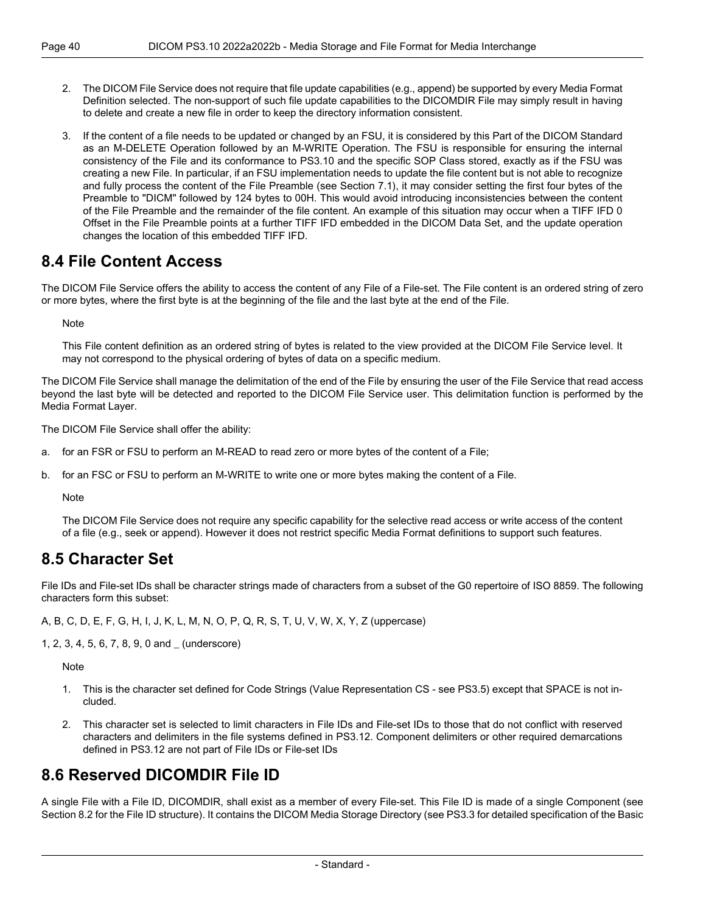2. The DICOM File Service does not require that file update capabilities (e.g., append) be supported by every Media Format Definition selected. The non-support of such file update capabilities to the DICOMDIR File may simply result in having to delete and create a new file in order to keep the directory information consistent.

3. If the content of a file needs to be updated or changed by an FSU, it is considered by this Part of the DICOM Standard as an M-DELETE Operation followed by an M-WRITE Operation. The FSU is responsible for ensuring the internal consistency of the File and its conformance to PS3.10 and the specific SOP Class stored, exactly as if the FSU was creating a new File. In particular, if an FSU implementation needs to update the file content but is not able to recognize and fully process the content of the File Preamble (see Section 7.1), it may consider setting the first four bytes of the Preamble to "DICM" followed by 124 bytes to 00H. This would avoid introducing inconsistencies between the content of the File Preamble and the remainder of the file content. An example of this situation may occur when a TIFF IFD 0 Offset in the File Preamble points at a further TIFF IFD embedded in the DICOM Data Set, and the update operation changes the location of this embedded TIFF IFD.

## 8.4 File Content Access

The DICOM File Service offers the ability to access the content of any File of a File-set. The File content is an ordered string of zero or more bytes, where the first byte is at the beginning of the file and the last byte at the end of the File.

Note

This File content definition as an ordered string of bytes is related to the view provided at the DICOM File Service level. It may not correspond to the physical ordering of bytes of data on a specific medium.

The DICOM File Service shall manage the delimitation of the end of the File by ensuring the user of the File Service that read access beyond the last byte will be detected and reported to the DICOM File Service user. This delimitation function is performed by the Media Format Layer.

The DICOM File Service shall offer the ability:

a. for an FSR or FSU to perform an M-READ to read zero or more bytes of the content of a File;

b. for an FSC or FSU to perform an M-WRITE to write one or more bytes making the content of a File.

Note

The DICOM File Service does not require any specific capability for the selective read access or write access of the content of a file (e.g., seek or append). However it does not restrict specific Media Format definitions to support such features.

## 8.5 Character Set

File IDs and File-set IDs shall be character strings made of characters from a subset of the G0 repertoire of ISO 8859. The following characters form this subset:

A, B, C, D, E, F, G, H, I, J, K, L, M, N, O, P, Q, R, S, T, U, V, W, X, Y, Z (uppercase)

1, 2, 3, 4, 5, 6, 7, 8, 9, 0 and _ (underscore)

Note

1. This is the character set defined for Code Strings (Value Representation CS - see PS3.5) except that SPACE is not included.

2. This character set is selected to limit characters in File IDs and File-set IDs to those that do not conflict with reserved characters and delimiters in the file systems defined in PS3.12. Component delimiters or other required demarcations defined in PS3.12 are not part of File IDs or File-set IDs

## 8.6 Reserved DICOMDIR File ID

A single File with a File ID, DICOMDIR, shall exist as a member of every File-set. This File ID is made of a single Component (see Section 8.2 for the File ID structure). It contains the DICOM Media Storage Directory (see PS3.3 for detailed specification of the Basic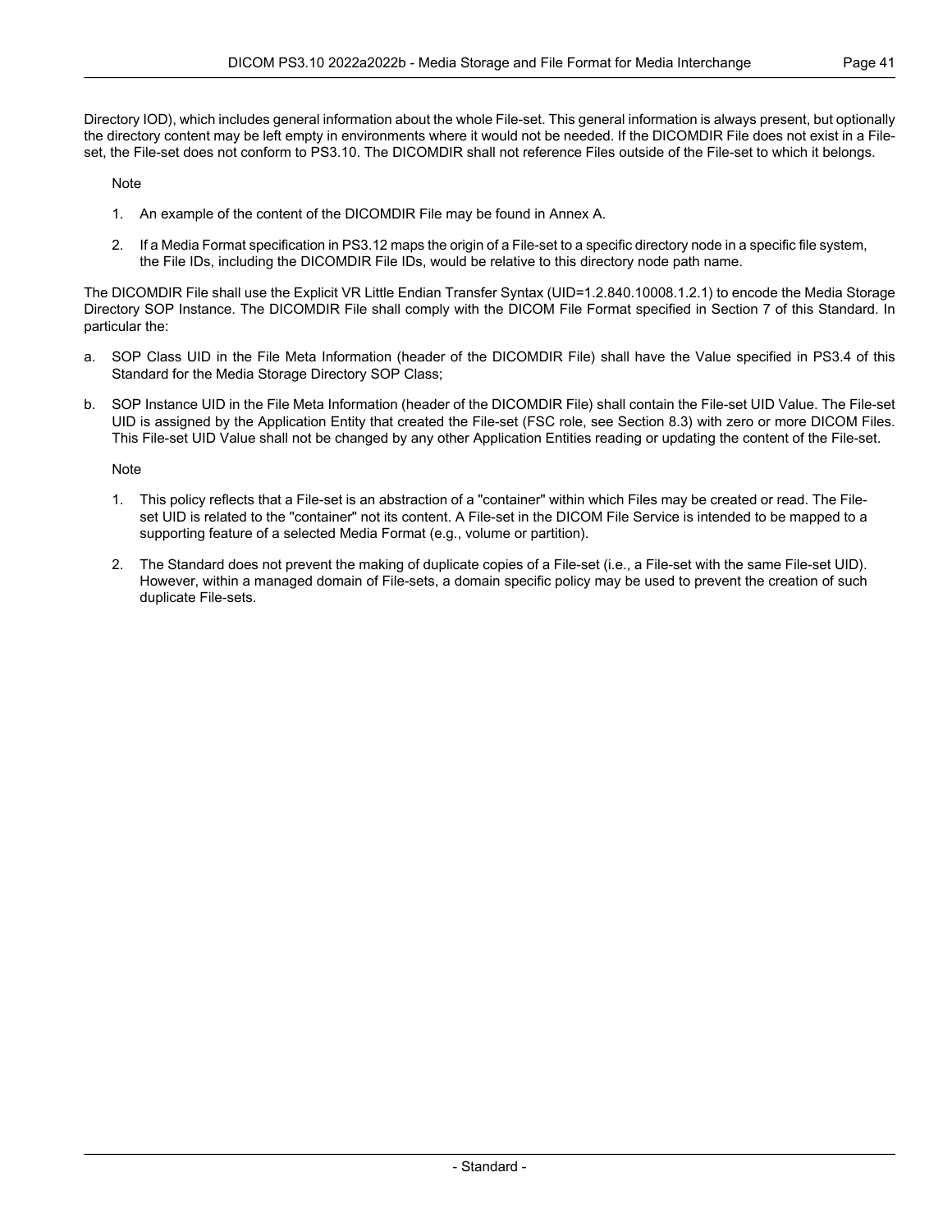Directory IOD), which includes general information about the whole File-set. This general information is always present, but optionally the directory content may be left empty in environments where it would not be needed. If the DICOMDIR File does not exist in a File-set, the File-set does not conform to PS3.10. The DICOMDIR shall not reference Files outside of the File-set to which it belongs.

Note

1. An example of the content of the DICOMDIR File may be found in Annex A.
2. If a Media Format specification in PS3.12 maps the origin of a File-set to a specific directory node in a specific file system, the File IDs, including the DICOMDIR File IDs, would be relative to this directory node path name.

The DICOMDIR File shall use the Explicit VR Little Endian Transfer Syntax (UID=1.2.840.10008.1.2.1) to encode the Media Storage Directory SOP Instance. The DICOMDIR File shall comply with the DICOM File Format specified in Section 7 of this Standard. In particular the:

a. SOP Class UID in the File Meta Information (header of the DICOMDIR File) shall have the Value specified in PS3.4 of this Standard for the Media Storage Directory SOP Class;

b. SOP Instance UID in the File Meta Information (header of the DICOMDIR File) shall contain the File-set UID Value. The File-set UID is assigned by the Application Entity that created the File-set (FSC role, see Section 8.3) with zero or more DICOM Files. This File-set UID Value shall not be changed by any other Application Entities reading or updating the content of the File-set.

Note

1. This policy reflects that a File-set is an abstraction of a "container" within which Files may be created or read. The File-set UID is related to the "container" not its content. A File-set in the DICOM File Service is intended to be mapped to a supporting feature of a selected Media Format (e.g., volume or partition).
2. The Standard does not prevent the making of duplicate copies of a File-set (i.e., a File-set with the same File-set UID). However, within a managed domain of File-sets, a domain specific policy may be used to prevent the creation of such duplicate File-sets.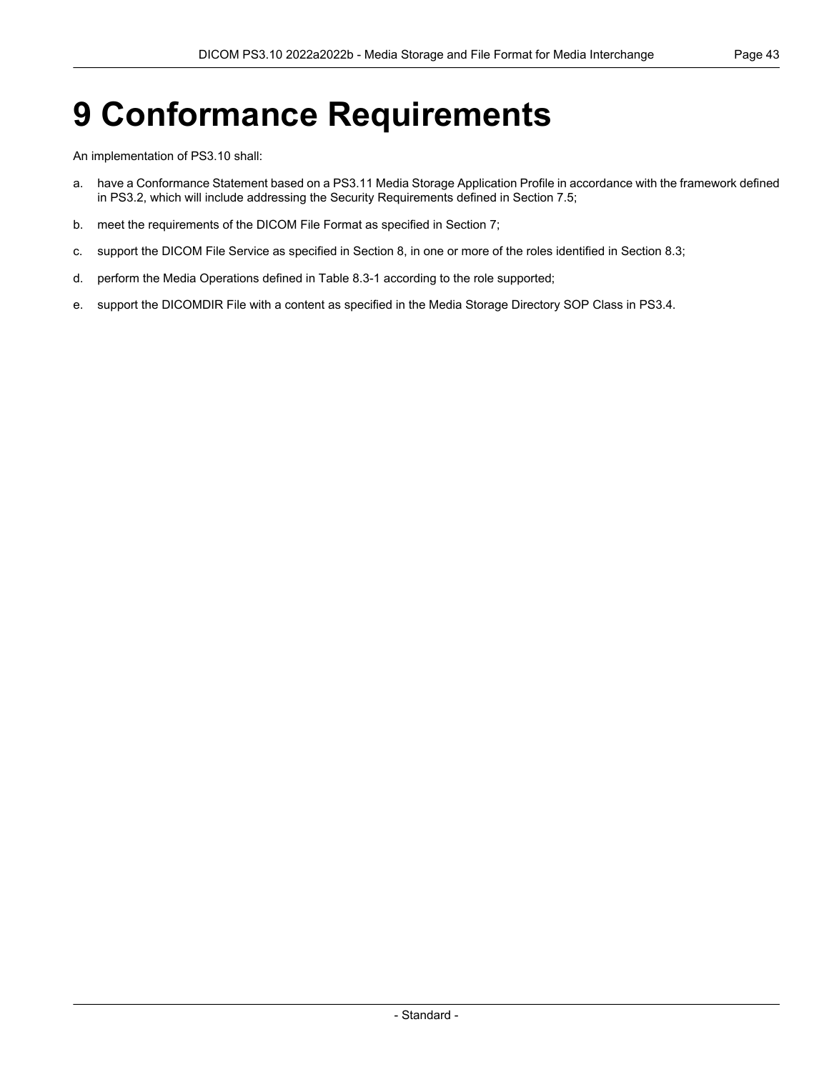# 9 Conformance Requirements

An implementation of PS3.10 shall:

a. have a Conformance Statement based on a PS3.11 Media Storage Application Profile in accordance with the framework defined in PS3.2, which will include addressing the Security Requirements defined in Section 7.5;

b. meet the requirements of the DICOM File Format as specified in Section 7;

c. support the DICOM File Service as specified in Section 8, in one or more of the roles identified in Section 8.3;

d. perform the Media Operations defined in Table 8.3-1 according to the role supported;

e. support the DICOMDIR File with a content as specified in the Media Storage Directory SOP Class in PS3.4.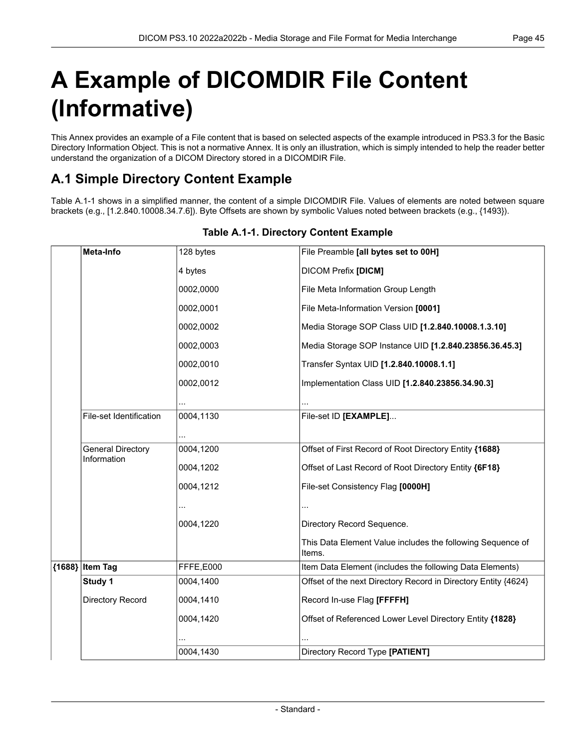# A Example of DICOMDIR File Content (Informative)

This Annex provides an example of a File content that is based on selected aspects of the example introduced in PS3.3 for the Basic Directory Information Object. This is not a normative Annex. It is only an illustration, which is simply intended to help the reader better understand the organization of a DICOM Directory stored in a DICOMDIR File.

## A.1 Simple Directory Content Example

Table A.1-1 shows in a simplified manner, the content of a simple DICOMDIR File. Values of elements are noted between square brackets (e.g., [1.2.840.10008.34.7.6]). Byte Offsets are shown by symbolic Values noted between brackets (e.g., {1493}).

**Table A.1-1. Directory Content Example**

| | | | |
|---|---|---|---|
| | **Meta-Info** | 128 bytes | File Preamble **[all bytes set to 00H]** |
| | | 4 bytes | DICOM Prefix **[DICM]** |
| | | 0002,0000 | File Meta Information Group Length |
| | | 0002,0001 | File Meta-Information Version **[0001]** |
| | | 0002,0002 | Media Storage SOP Class UID **[1.2.840.10008.1.3.10]** |
| | | 0002,0003 | Media Storage SOP Instance UID **[1.2.840.23856.36.45.3]** |
| | | 0002,0010 | Transfer Syntax UID **[1.2.840.10008.1.1]** |
| | | 0002,0012 | Implementation Class UID **[1.2.840.23856.34.90.3]** |
| | | ... | ... |
| | File-set Identification | 0004,1130 | File-set ID **[EXAMPLE]**... |
| | | ... | |
| | General Directory Information | 0004,1200 | Offset of First Record of Root Directory Entity **{1688}** |
| | | 0004,1202 | Offset of Last Record of Root Directory Entity **{6F18}** |
| | | 0004,1212 | File-set Consistency Flag **[0000H]** |
| | | ... | ... |
| | | 0004,1220 | Directory Record Sequence. |
| | | | This Data Element Value includes the following Sequence of Items. |
| **{1688}** | **Item Tag** | FFFE,E000 | Item Data Element (includes the following Data Elements) |
| | **Study 1** | 0004,1400 | Offset of the next Directory Record in Directory Entity {4624} |
| | Directory Record | 0004,1410 | Record In-use Flag **[FFFFH]** |
| | | 0004,1420 | Offset of Referenced Lower Level Directory Entity **{1828}** |
| | | ... | ... |
| | | 0004,1430 | Directory Record Type **[PATIENT]** |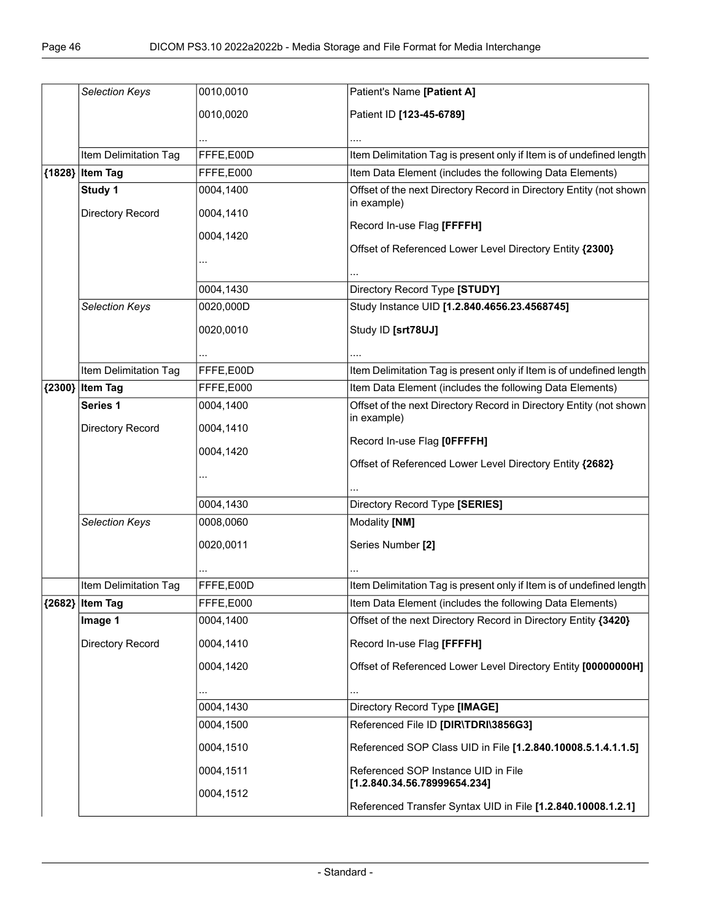| | | | |
|---|---|---|---|
| | *Selection Keys* | 0010,0010<br>0010,0020<br>... | Patient's Name **[Patient A]**<br>Patient ID **[123-45-6789]**<br>.... |
| | Item Delimitation Tag | FFFE,E00D | Item Delimitation Tag is present only if Item is of undefined length |
| **{1828}** | **Item Tag** | FFFE,E000 | Item Data Element (includes the following Data Elements) |
| | **Study 1**<br>Directory Record | 0004,1400<br>0004,1410<br>0004,1420<br>... | Offset of the next Directory Record in Directory Entity (not shown in example)<br>Record In-use Flag **[FFFFH]**<br>Offset of Referenced Lower Level Directory Entity **{2300}**<br>... |
| | | 0004,1430 | Directory Record Type **[STUDY]** |
| | *Selection Keys* | 0020,000D<br>0020,0010<br>... | Study Instance UID **[1.2.840.4656.23.4568745]**<br>Study ID **[srt78UJ]**<br>.... |
| | Item Delimitation Tag | FFFE,E00D | Item Delimitation Tag is present only if Item is of undefined length |
| **{2300}** | **Item Tag** | FFFE,E000 | Item Data Element (includes the following Data Elements) |
| | **Series 1**<br>Directory Record | 0004,1400<br>0004,1410<br>0004,1420<br>... | Offset of the next Directory Record in Directory Entity (not shown in example)<br>Record In-use Flag **[0FFFFH]**<br>Offset of Referenced Lower Level Directory Entity **{2682}**<br>... |
| | | 0004,1430 | Directory Record Type **[SERIES]** |
| | *Selection Keys* | 0008,0060<br>0020,0011<br>... | Modality **[NM]**<br>Series Number **[2]**<br>... |
| | Item Delimitation Tag | FFFE,E00D | Item Delimitation Tag is present only if Item is of undefined length |
| **{2682}** | **Item Tag** | FFFE,E000 | Item Data Element (includes the following Data Elements) |
| | **Image 1**<br>Directory Record | 0004,1400<br>0004,1410<br>0004,1420<br>... | Offset of the next Directory Record in Directory Entity **{3420}**<br>Record In-use Flag **[FFFFH]**<br>Offset of Referenced Lower Level Directory Entity **[00000000H]**<br>... |
| | | 0004,1430 | Directory Record Type **[IMAGE]** |
| | | 0004,1500<br>0004,1510<br>0004,1511<br>0004,1512 | Referenced File ID **[DIR\TDRI\3856G3]**<br>Referenced SOP Class UID in File **[1.2.840.10008.5.1.4.1.1.5]**<br>Referenced SOP Instance UID in File **[1.2.840.34.56.78999654.234]**<br>Referenced Transfer Syntax UID in File **[1.2.840.10008.1.2.1]** |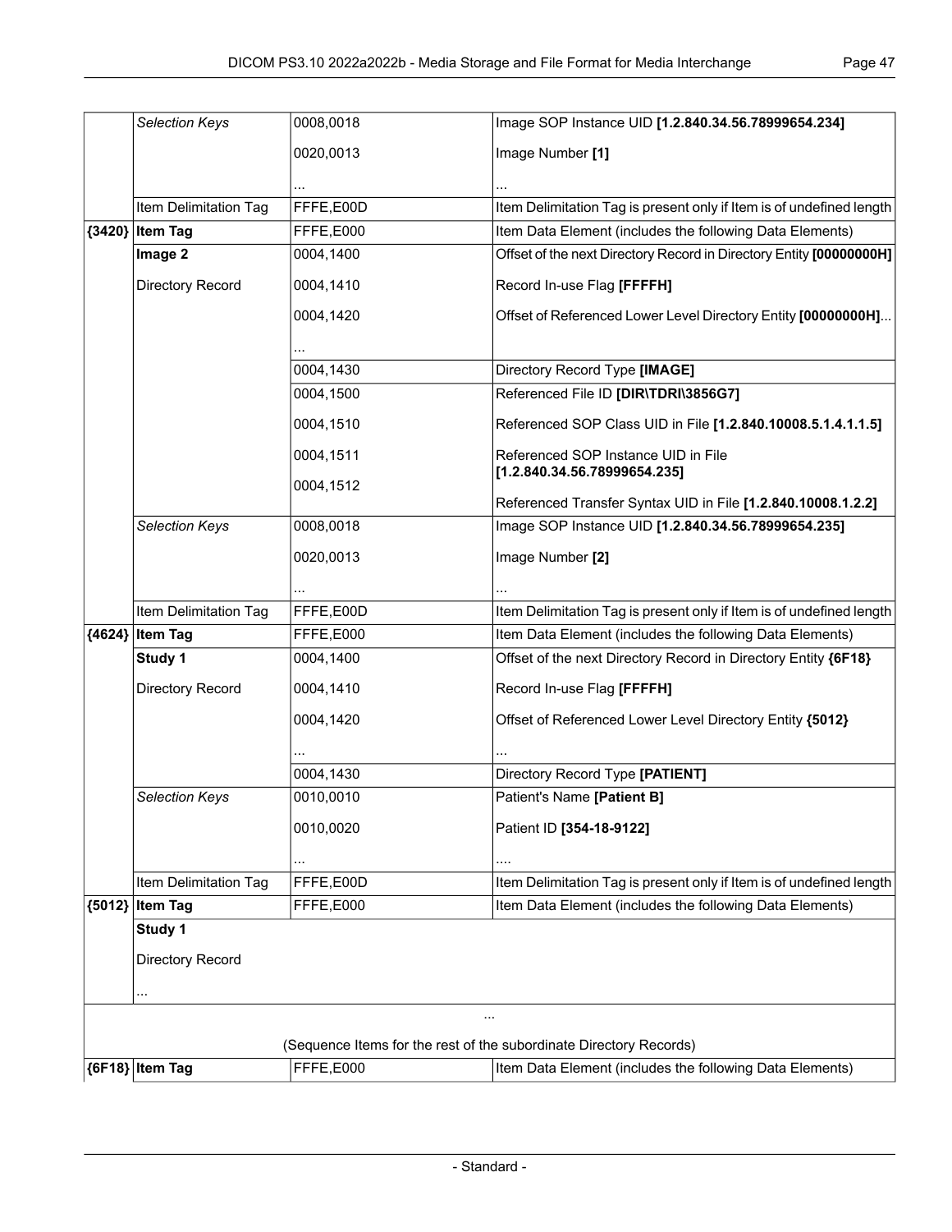| | | | |
|---|---|---|---|
| | *Selection Keys* | 0008,0018<br><br>0020,0013<br><br>... | Image SOP Instance UID **[1.2.840.34.56.78999654.234]**<br><br>Image Number **[1]**<br><br>... |
| | Item Delimitation Tag | FFFE,E00D | Item Delimitation Tag is present only if Item is of undefined length |
| **{3420}** | **Item Tag** | FFFE,E000 | Item Data Element (includes the following Data Elements) |
| | **Image 2**<br><br>Directory Record | 0004,1400<br><br>0004,1410<br><br>0004,1420<br><br>... | Offset of the next Directory Record in Directory Entity **[00000000H]**<br><br>Record In-use Flag **[FFFFH]**<br><br>Offset of Referenced Lower Level Directory Entity **[00000000H]**... |
| | | 0004,1430 | Directory Record Type **[IMAGE]** |
| | | 0004,1500<br><br>0004,1510<br><br>0004,1511<br><br>0004,1512 | Referenced File ID **[DIR\TDRI\3856G7]**<br><br>Referenced SOP Class UID in File **[1.2.840.10008.5.1.4.1.1.5]**<br><br>Referenced SOP Instance UID in File **[1.2.840.34.56.78999654.235]**<br><br>Referenced Transfer Syntax UID in File **[1.2.840.10008.1.2.2]** |
| | *Selection Keys* | 0008,0018<br><br>0020,0013<br><br>... | Image SOP Instance UID **[1.2.840.34.56.78999654.235]**<br><br>Image Number **[2]**<br><br>... |
| | Item Delimitation Tag | FFFE,E00D | Item Delimitation Tag is present only if Item is of undefined length |
| **{4624}** | **Item Tag** | FFFE,E000 | Item Data Element (includes the following Data Elements) |
| | **Study 1**<br><br>Directory Record | 0004,1400<br><br>0004,1410<br><br>0004,1420<br><br>... | Offset of the next Directory Record in Directory Entity **{6F18}**<br><br>Record In-use Flag **[FFFFH]**<br><br>Offset of Referenced Lower Level Directory Entity **{5012}**<br><br>... |
| | | 0004,1430 | Directory Record Type **[PATIENT]** |
| | *Selection Keys* | 0010,0010<br><br>0010,0020<br><br>... | Patient's Name **[Patient B]**<br><br>Patient ID **[354-18-9122]**<br><br>.... |
| | Item Delimitation Tag | FFFE,E00D | Item Delimitation Tag is present only if Item is of undefined length |
| **{5012}** | **Item Tag** | FFFE,E000 | Item Data Element (includes the following Data Elements) |
| | **Study 1**<br><br>Directory Record<br><br>... | | |
| ...<br><br>(Sequence Items for the rest of the subordinate Directory Records) | | | |
| **{6F18}** | **Item Tag** | FFFE,E000 | Item Data Element (includes the following Data Elements) |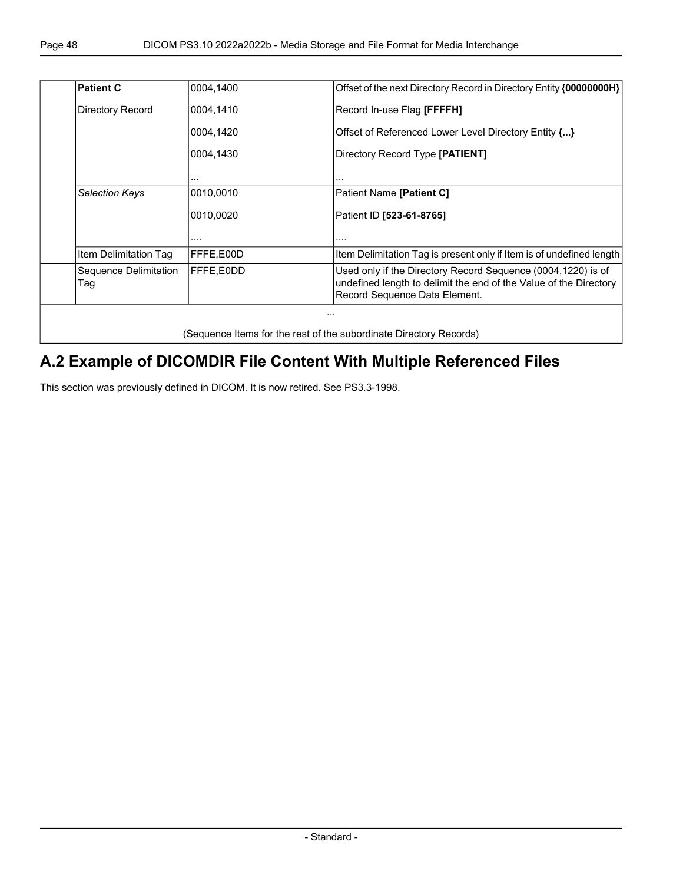| | | | |
|---|---|---|---|
| | **Patient C** | 0004,1400 | Offset of the next Directory Record in Directory Entity **{00000000H}** |
| | Directory Record | 0004,1410 | Record In-use Flag **[FFFFH]** |
| | | 0004,1420 | Offset of Referenced Lower Level Directory Entity **{...}** |
| | | 0004,1430 | Directory Record Type **[PATIENT]** |
| | | ... | ... |
| | *Selection Keys* | 0010,0010 | Patient Name **[Patient C]** |
| | | 0010,0020 | Patient ID **[523-61-8765]** |
| | | .... | .... |
| | Item Delimitation Tag | FFFE,E00D | Item Delimitation Tag is present only if Item is of undefined length |
| | Sequence Delimitation Tag | FFFE,E0DD | Used only if the Directory Record Sequence (0004,1220) is of undefined length to delimit the end of the Value of the Directory Record Sequence Data Element. |
| ... (Sequence Items for the rest of the subordinate Directory Records) | | | |

## A.2 Example of DICOMDIR File Content With Multiple Referenced Files

This section was previously defined in DICOM. It is now retired. See PS3.3-1998.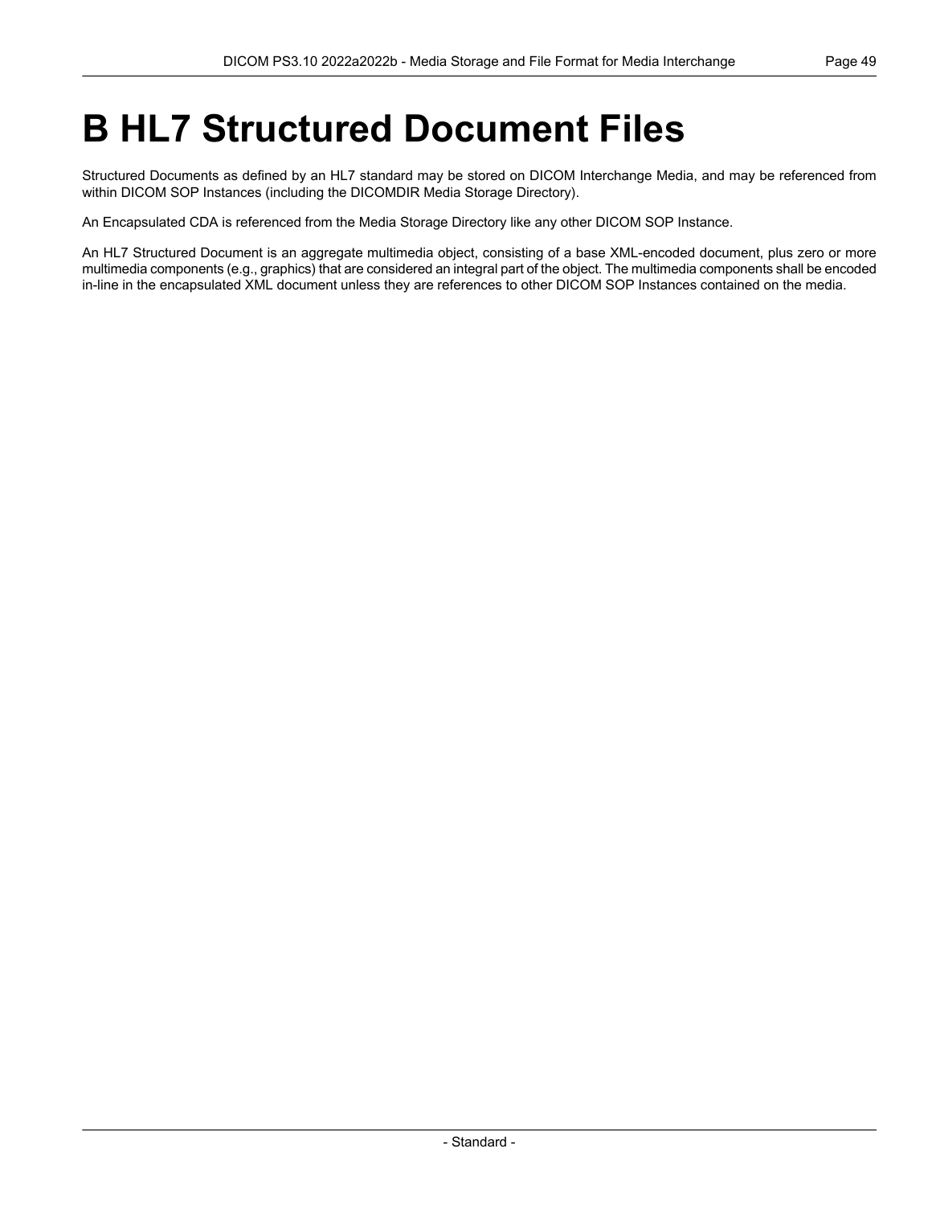# B HL7 Structured Document Files

Structured Documents as defined by an HL7 standard may be stored on DICOM Interchange Media, and may be referenced from within DICOM SOP Instances (including the DICOMDIR Media Storage Directory).

An Encapsulated CDA is referenced from the Media Storage Directory like any other DICOM SOP Instance.

An HL7 Structured Document is an aggregate multimedia object, consisting of a base XML-encoded document, plus zero or more multimedia components (e.g., graphics) that are considered an integral part of the object. The multimedia components shall be encoded in-line in the encapsulated XML document unless they are references to other DICOM SOP Instances contained on the media.